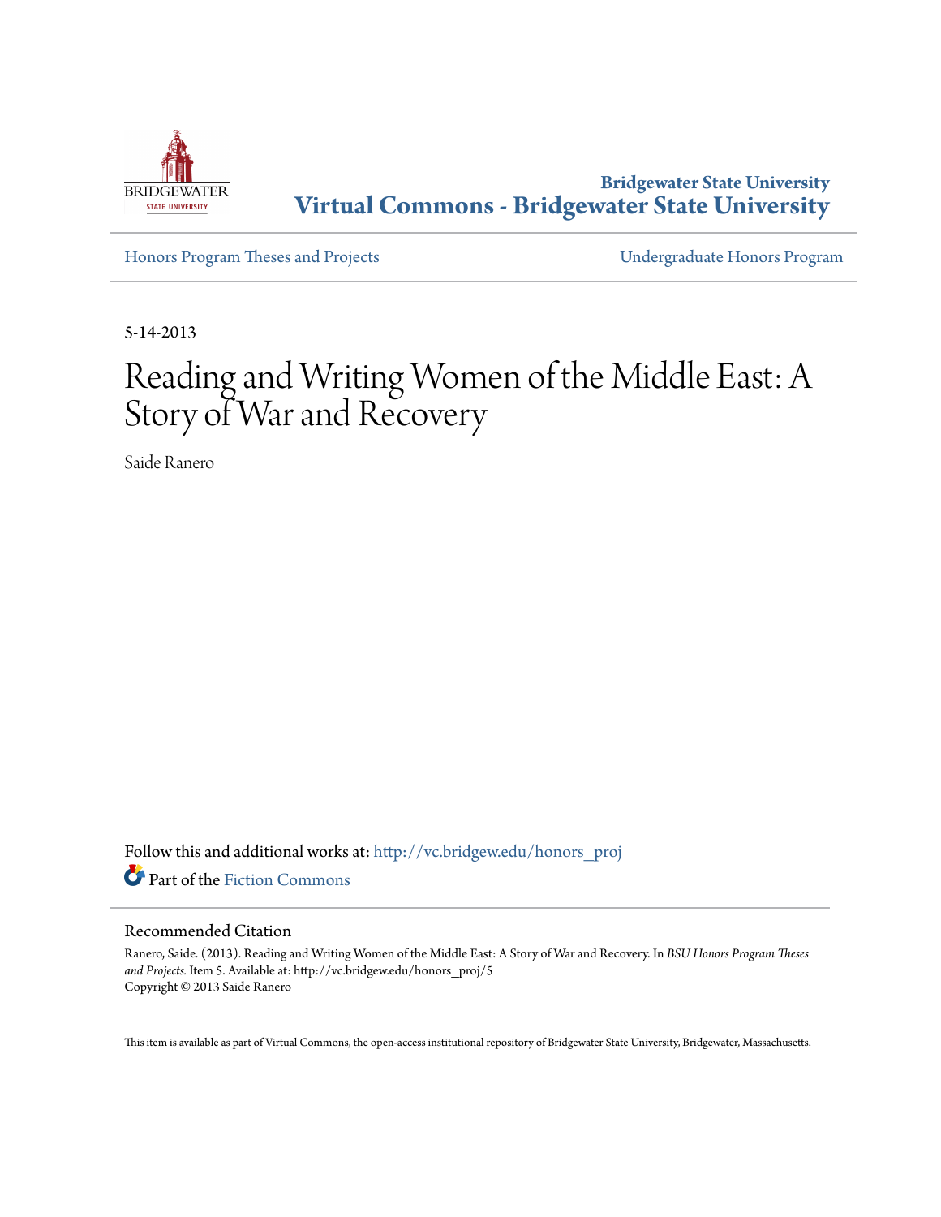Bridgewater State University
**Virtual Commons - Bridgewater State University**

Honors Program Theses and Projects | Undergraduate Honors Program

5-14-2013

# Reading and Writing Women of the Middle East: A Story of War and Recovery

Saide Ranero

Follow this and additional works at: http://vc.bridgew.edu/honors_proj

Part of the Fiction Commons

## Recommended Citation

Ranero, Saide. (2013). Reading and Writing Women of the Middle East: A Story of War and Recovery. In *BSU Honors Program Theses and Projects.* Item 5. Available at: http://vc.bridgew.edu/honors_proj/5
Copyright © 2013 Saide Ranero

This item is available as part of Virtual Commons, the open-access institutional repository of Bridgewater State University, Bridgewater, Massachusetts.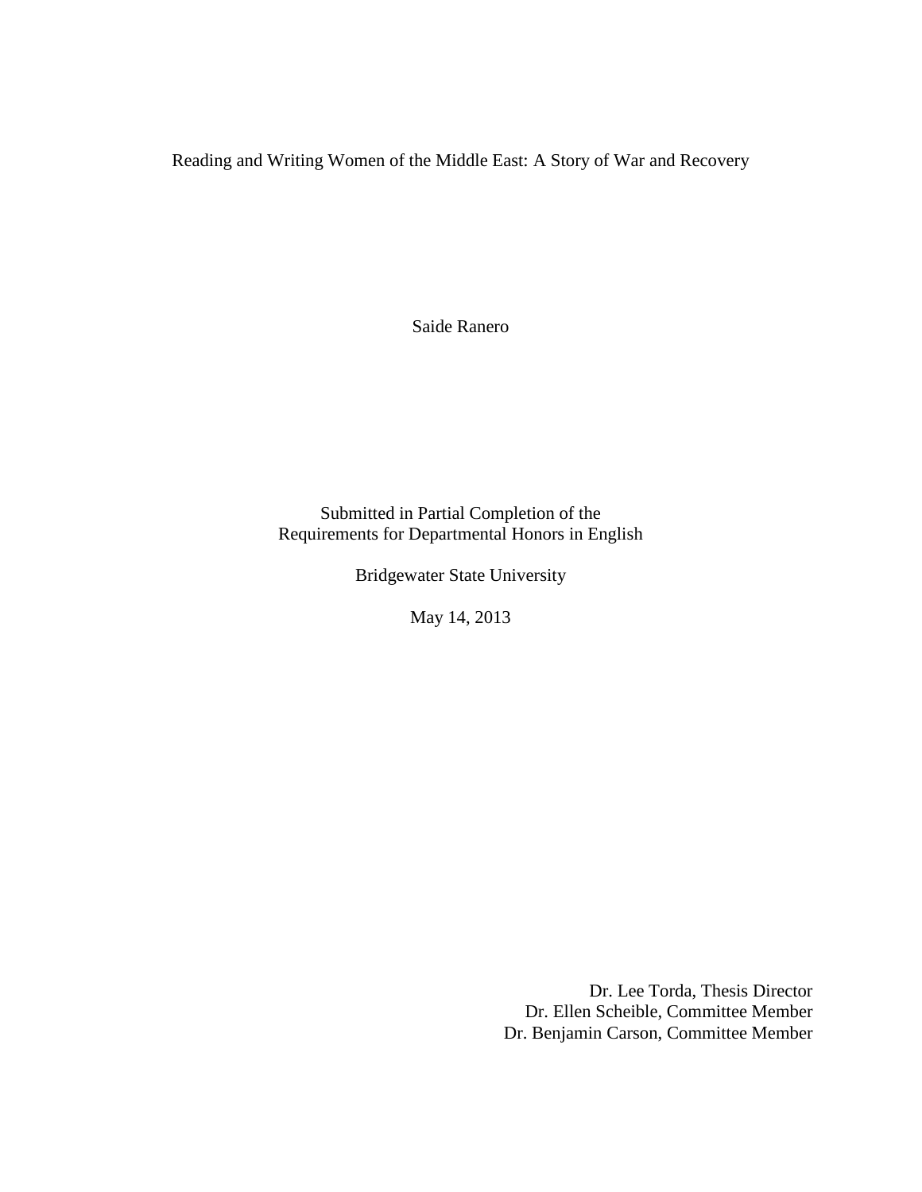# Reading and Writing Women of the Middle East: A Story of War and Recovery

Saide Ranero

Submitted in Partial Completion of the
Requirements for Departmental Honors in English

Bridgewater State University

May 14, 2013

Dr. Lee Torda, Thesis Director
Dr. Ellen Scheible, Committee Member
Dr. Benjamin Carson, Committee Member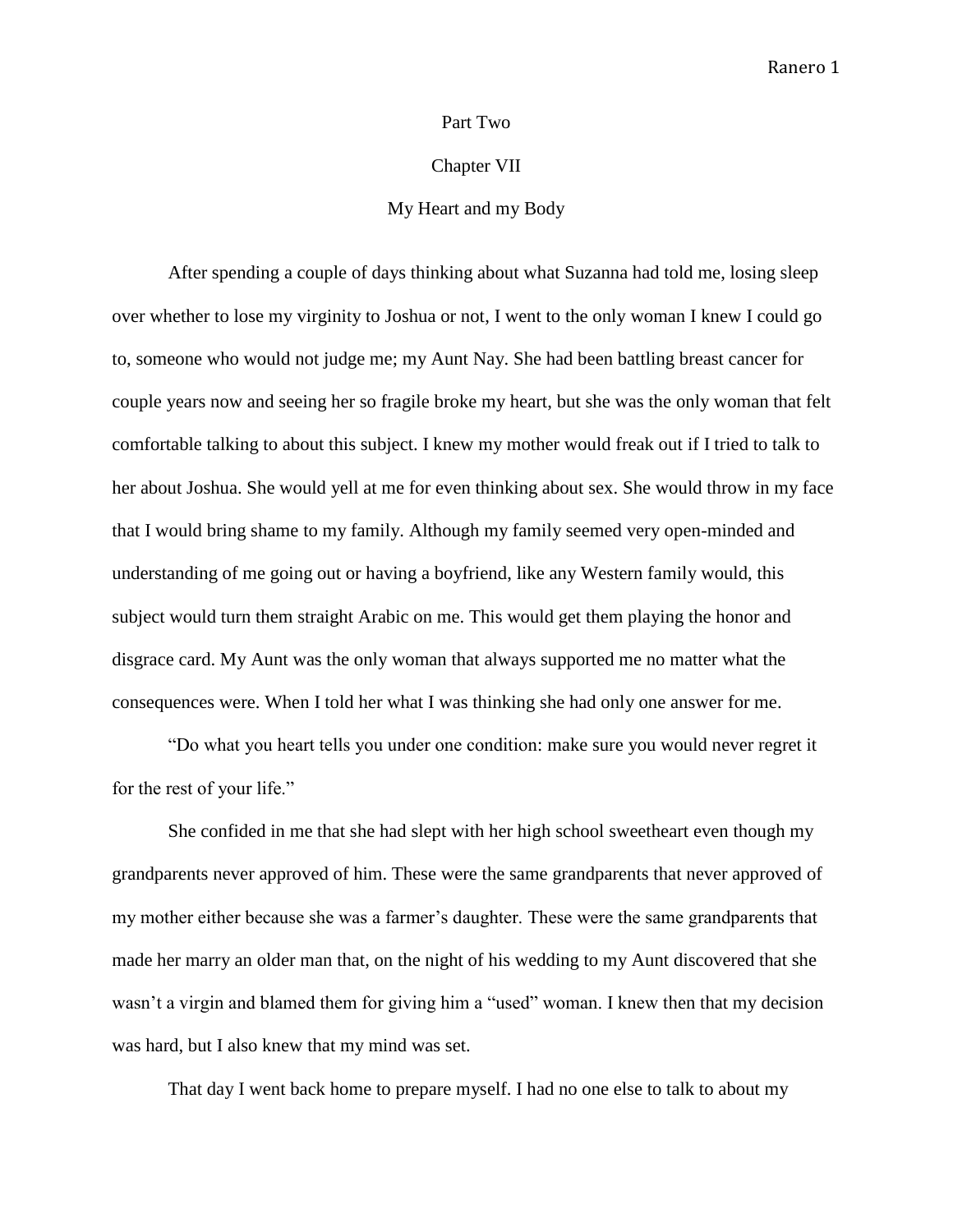# Part Two

## Chapter VII

### My Heart and my Body

After spending a couple of days thinking about what Suzanna had told me, losing sleep over whether to lose my virginity to Joshua or not, I went to the only woman I knew I could go to, someone who would not judge me; my Aunt Nay. She had been battling breast cancer for couple years now and seeing her so fragile broke my heart, but she was the only woman that felt comfortable talking to about this subject. I knew my mother would freak out if I tried to talk to her about Joshua. She would yell at me for even thinking about sex. She would throw in my face that I would bring shame to my family. Although my family seemed very open-minded and understanding of me going out or having a boyfriend, like any Western family would, this subject would turn them straight Arabic on me. This would get them playing the honor and disgrace card. My Aunt was the only woman that always supported me no matter what the consequences were. When I told her what I was thinking she had only one answer for me.

"Do what you heart tells you under one condition: make sure you would never regret it for the rest of your life."

She confided in me that she had slept with her high school sweetheart even though my grandparents never approved of him. These were the same grandparents that never approved of my mother either because she was a farmer's daughter. These were the same grandparents that made her marry an older man that, on the night of his wedding to my Aunt discovered that she wasn't a virgin and blamed them for giving him a "used" woman. I knew then that my decision was hard, but I also knew that my mind was set.

That day I went back home to prepare myself. I had no one else to talk to about my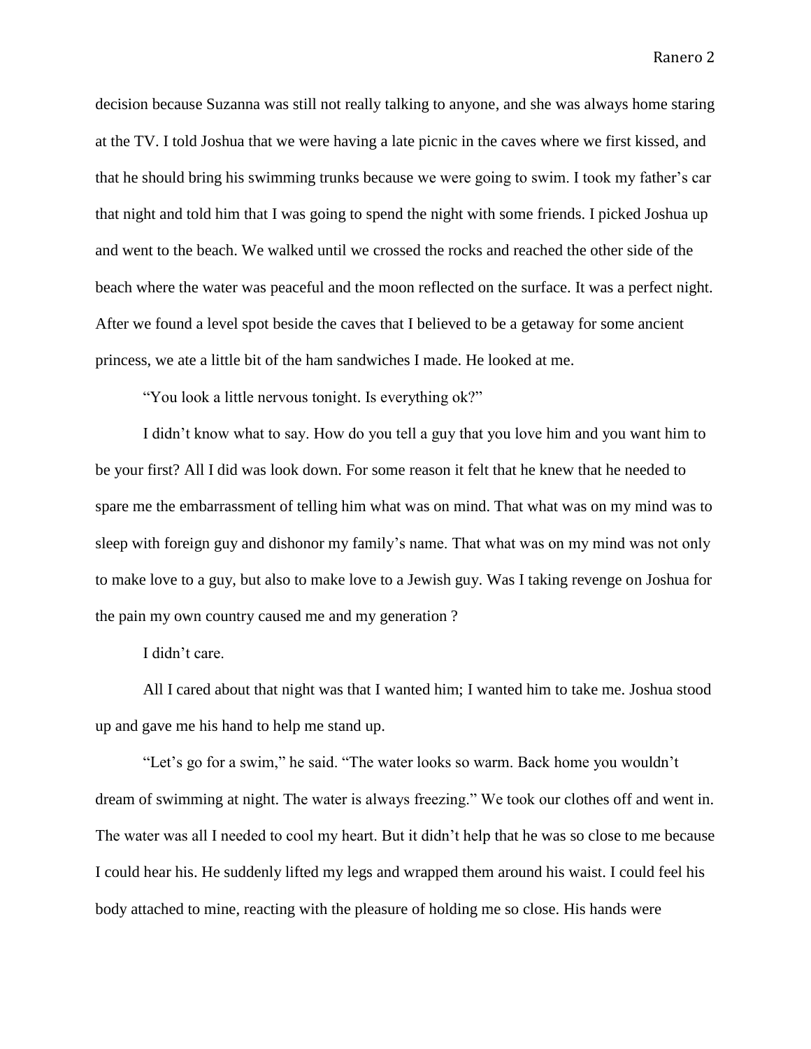decision because Suzanna was still not really talking to anyone, and she was always home staring at the TV. I told Joshua that we were having a late picnic in the caves where we first kissed, and that he should bring his swimming trunks because we were going to swim. I took my father's car that night and told him that I was going to spend the night with some friends. I picked Joshua up and went to the beach. We walked until we crossed the rocks and reached the other side of the beach where the water was peaceful and the moon reflected on the surface. It was a perfect night. After we found a level spot beside the caves that I believed to be a getaway for some ancient princess, we ate a little bit of the ham sandwiches I made. He looked at me.

"You look a little nervous tonight. Is everything ok?"

I didn't know what to say. How do you tell a guy that you love him and you want him to be your first? All I did was look down. For some reason it felt that he knew that he needed to spare me the embarrassment of telling him what was on mind. That what was on my mind was to sleep with foreign guy and dishonor my family's name. That what was on my mind was not only to make love to a guy, but also to make love to a Jewish guy. Was I taking revenge on Joshua for the pain my own country caused me and my generation ?

I didn't care.

All I cared about that night was that I wanted him; I wanted him to take me. Joshua stood up and gave me his hand to help me stand up.

"Let's go for a swim," he said. "The water looks so warm. Back home you wouldn't dream of swimming at night. The water is always freezing." We took our clothes off and went in. The water was all I needed to cool my heart. But it didn't help that he was so close to me because I could hear his. He suddenly lifted my legs and wrapped them around his waist. I could feel his body attached to mine, reacting with the pleasure of holding me so close. His hands were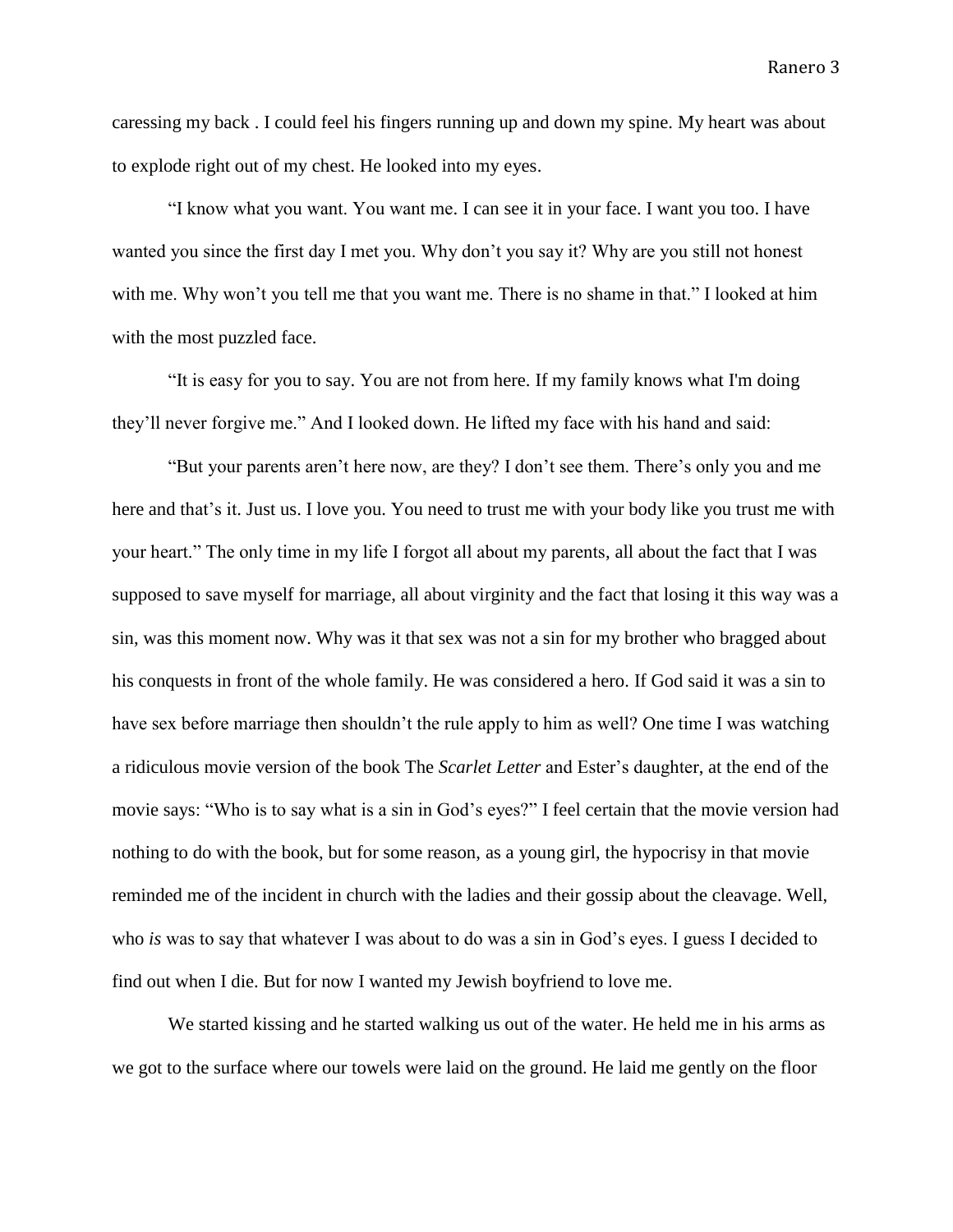caressing my back . I could feel his fingers running up and down my spine. My heart was about to explode right out of my chest. He looked into my eyes.

"I know what you want. You want me. I can see it in your face. I want you too. I have wanted you since the first day I met you. Why don't you say it? Why are you still not honest with me. Why won't you tell me that you want me. There is no shame in that." I looked at him with the most puzzled face.

"It is easy for you to say. You are not from here. If my family knows what I'm doing they'll never forgive me." And I looked down. He lifted my face with his hand and said:

"But your parents aren't here now, are they? I don't see them. There's only you and me here and that's it. Just us. I love you. You need to trust me with your body like you trust me with your heart." The only time in my life I forgot all about my parents, all about the fact that I was supposed to save myself for marriage, all about virginity and the fact that losing it this way was a sin, was this moment now. Why was it that sex was not a sin for my brother who bragged about his conquests in front of the whole family. He was considered a hero. If God said it was a sin to have sex before marriage then shouldn't the rule apply to him as well? One time I was watching a ridiculous movie version of the book The *Scarlet Letter* and Ester's daughter, at the end of the movie says: "Who is to say what is a sin in God's eyes?" I feel certain that the movie version had nothing to do with the book, but for some reason, as a young girl, the hypocrisy in that movie reminded me of the incident in church with the ladies and their gossip about the cleavage. Well, who *is* was to say that whatever I was about to do was a sin in God's eyes. I guess I decided to find out when I die. But for now I wanted my Jewish boyfriend to love me.

We started kissing and he started walking us out of the water. He held me in his arms as we got to the surface where our towels were laid on the ground. He laid me gently on the floor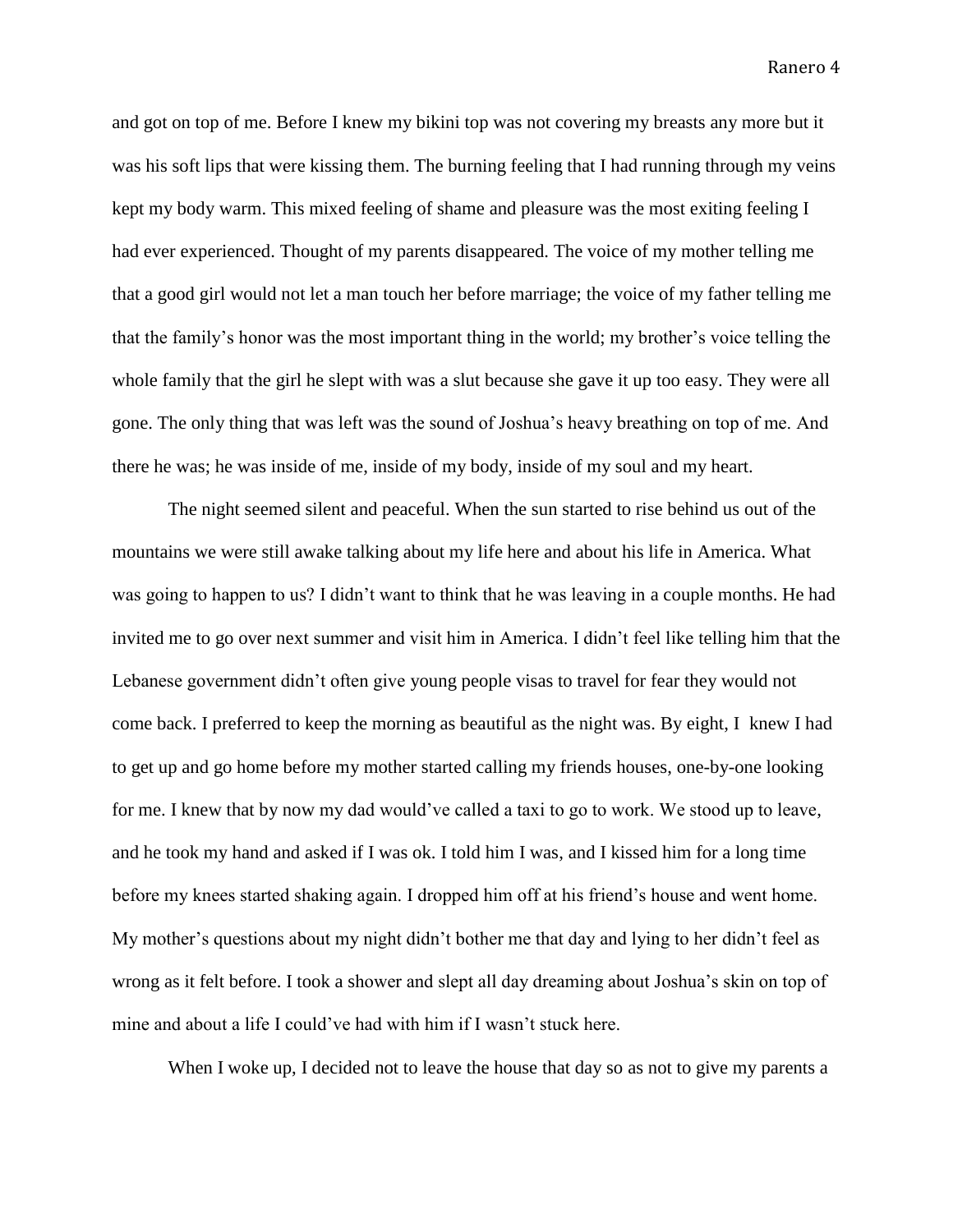and got on top of me. Before I knew my bikini top was not covering my breasts any more but it was his soft lips that were kissing them. The burning feeling that I had running through my veins kept my body warm. This mixed feeling of shame and pleasure was the most exiting feeling I had ever experienced. Thought of my parents disappeared. The voice of my mother telling me that a good girl would not let a man touch her before marriage; the voice of my father telling me that the family's honor was the most important thing in the world; my brother's voice telling the whole family that the girl he slept with was a slut because she gave it up too easy. They were all gone. The only thing that was left was the sound of Joshua's heavy breathing on top of me. And there he was; he was inside of me, inside of my body, inside of my soul and my heart.

The night seemed silent and peaceful. When the sun started to rise behind us out of the mountains we were still awake talking about my life here and about his life in America. What was going to happen to us? I didn't want to think that he was leaving in a couple months. He had invited me to go over next summer and visit him in America. I didn't feel like telling him that the Lebanese government didn't often give young people visas to travel for fear they would not come back. I preferred to keep the morning as beautiful as the night was. By eight, I knew I had to get up and go home before my mother started calling my friends houses, one-by-one looking for me. I knew that by now my dad would've called a taxi to go to work. We stood up to leave, and he took my hand and asked if I was ok. I told him I was, and I kissed him for a long time before my knees started shaking again. I dropped him off at his friend's house and went home. My mother's questions about my night didn't bother me that day and lying to her didn't feel as wrong as it felt before. I took a shower and slept all day dreaming about Joshua's skin on top of mine and about a life I could've had with him if I wasn't stuck here.

When I woke up, I decided not to leave the house that day so as not to give my parents a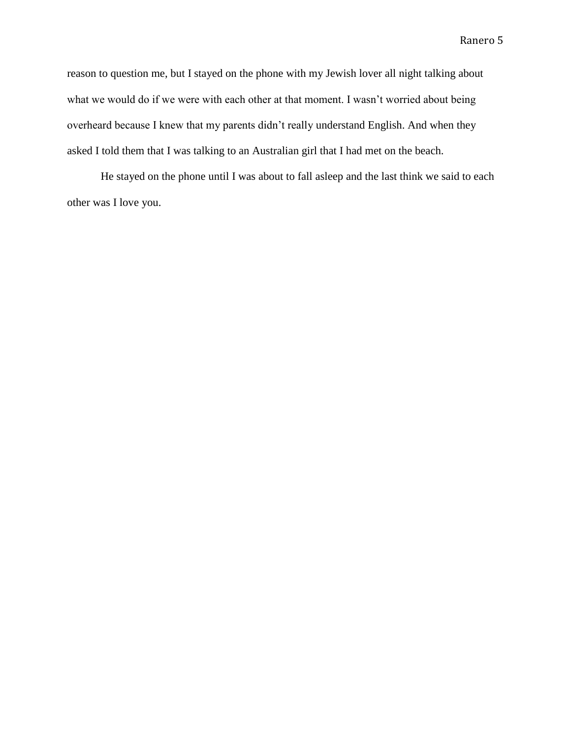reason to question me, but I stayed on the phone with my Jewish lover all night talking about what we would do if we were with each other at that moment. I wasn't worried about being overheard because I knew that my parents didn't really understand English. And when they asked I told them that I was talking to an Australian girl that I had met on the beach.

He stayed on the phone until I was about to fall asleep and the last think we said to each other was I love you.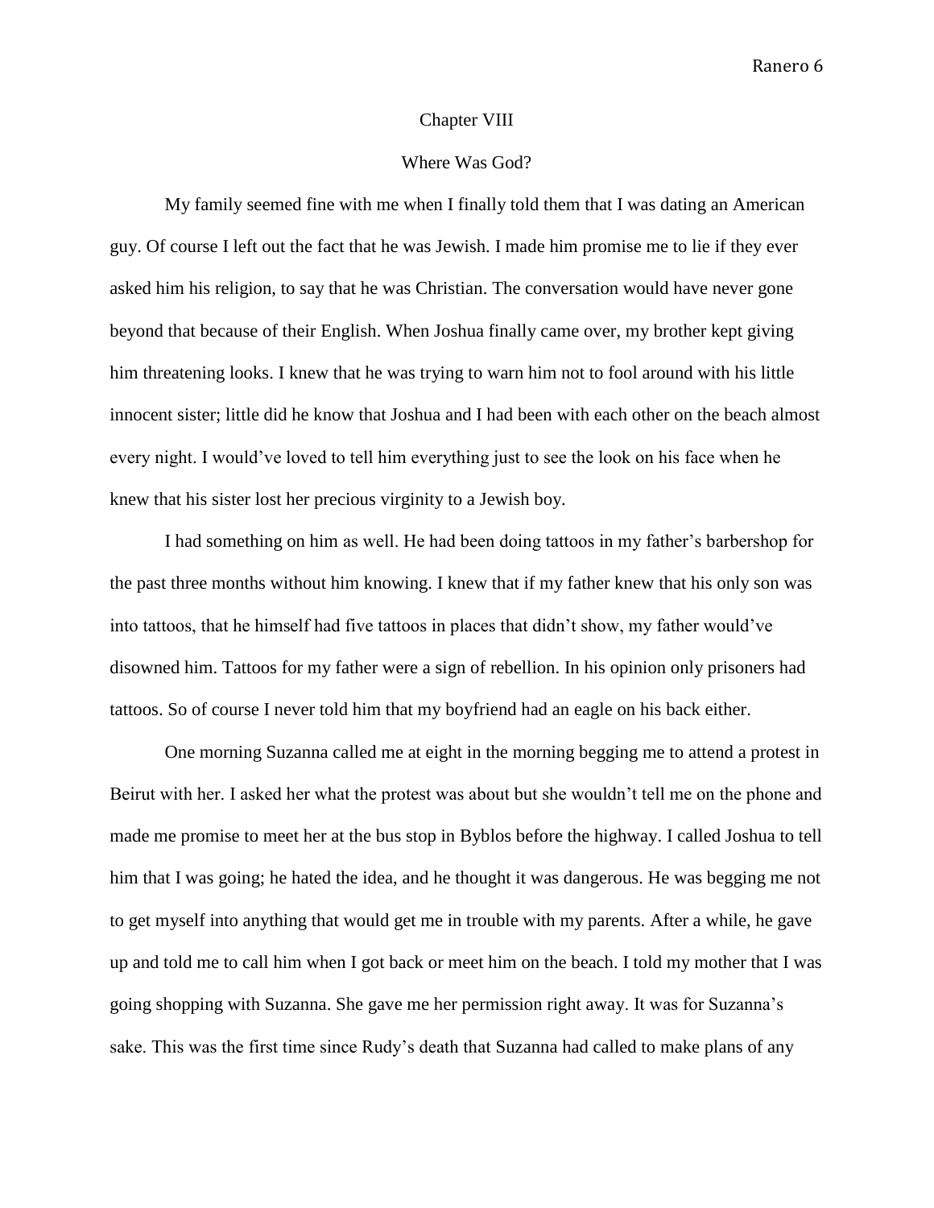# Chapter VIII

## Where Was God?

My family seemed fine with me when I finally told them that I was dating an American guy. Of course I left out the fact that he was Jewish. I made him promise me to lie if they ever asked him his religion, to say that he was Christian. The conversation would have never gone beyond that because of their English. When Joshua finally came over, my brother kept giving him threatening looks. I knew that he was trying to warn him not to fool around with his little innocent sister; little did he know that Joshua and I had been with each other on the beach almost every night. I would've loved to tell him everything just to see the look on his face when he knew that his sister lost her precious virginity to a Jewish boy.

I had something on him as well. He had been doing tattoos in my father's barbershop for the past three months without him knowing. I knew that if my father knew that his only son was into tattoos, that he himself had five tattoos in places that didn't show, my father would've disowned him. Tattoos for my father were a sign of rebellion. In his opinion only prisoners had tattoos. So of course I never told him that my boyfriend had an eagle on his back either.

One morning Suzanna called me at eight in the morning begging me to attend a protest in Beirut with her. I asked her what the protest was about but she wouldn't tell me on the phone and made me promise to meet her at the bus stop in Byblos before the highway. I called Joshua to tell him that I was going; he hated the idea, and he thought it was dangerous. He was begging me not to get myself into anything that would get me in trouble with my parents. After a while, he gave up and told me to call him when I got back or meet him on the beach. I told my mother that I was going shopping with Suzanna. She gave me her permission right away. It was for Suzanna's sake. This was the first time since Rudy's death that Suzanna had called to make plans of any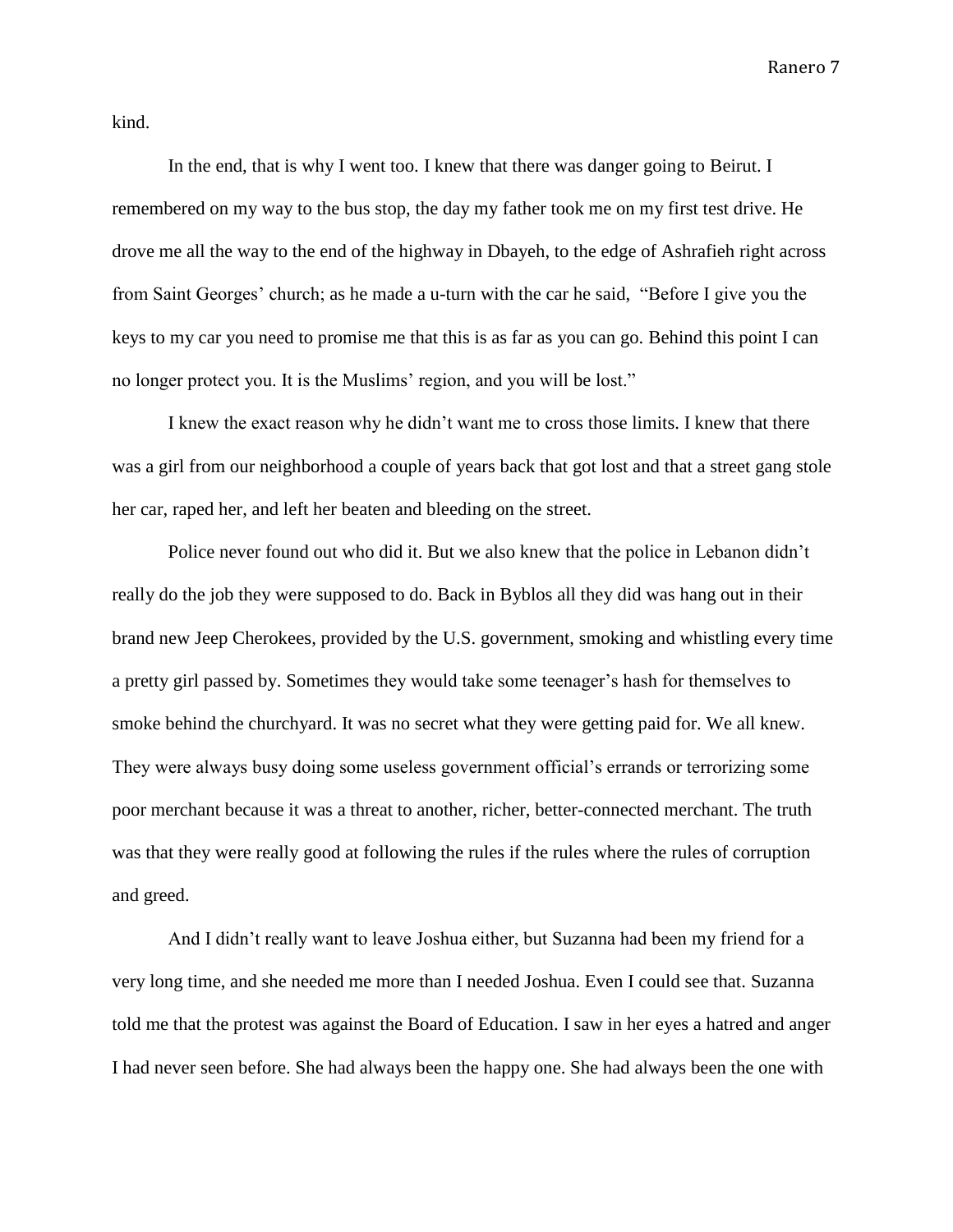kind.

In the end, that is why I went too. I knew that there was danger going to Beirut. I remembered on my way to the bus stop, the day my father took me on my first test drive. He drove me all the way to the end of the highway in Dbayeh, to the edge of Ashrafieh right across from Saint Georges' church; as he made a u-turn with the car he said, "Before I give you the keys to my car you need to promise me that this is as far as you can go. Behind this point I can no longer protect you. It is the Muslims' region, and you will be lost."

I knew the exact reason why he didn't want me to cross those limits. I knew that there was a girl from our neighborhood a couple of years back that got lost and that a street gang stole her car, raped her, and left her beaten and bleeding on the street.

Police never found out who did it. But we also knew that the police in Lebanon didn't really do the job they were supposed to do. Back in Byblos all they did was hang out in their brand new Jeep Cherokees, provided by the U.S. government, smoking and whistling every time a pretty girl passed by. Sometimes they would take some teenager's hash for themselves to smoke behind the churchyard. It was no secret what they were getting paid for. We all knew. They were always busy doing some useless government official's errands or terrorizing some poor merchant because it was a threat to another, richer, better-connected merchant. The truth was that they were really good at following the rules if the rules where the rules of corruption and greed.

And I didn't really want to leave Joshua either, but Suzanna had been my friend for a very long time, and she needed me more than I needed Joshua. Even I could see that. Suzanna told me that the protest was against the Board of Education. I saw in her eyes a hatred and anger I had never seen before. She had always been the happy one. She had always been the one with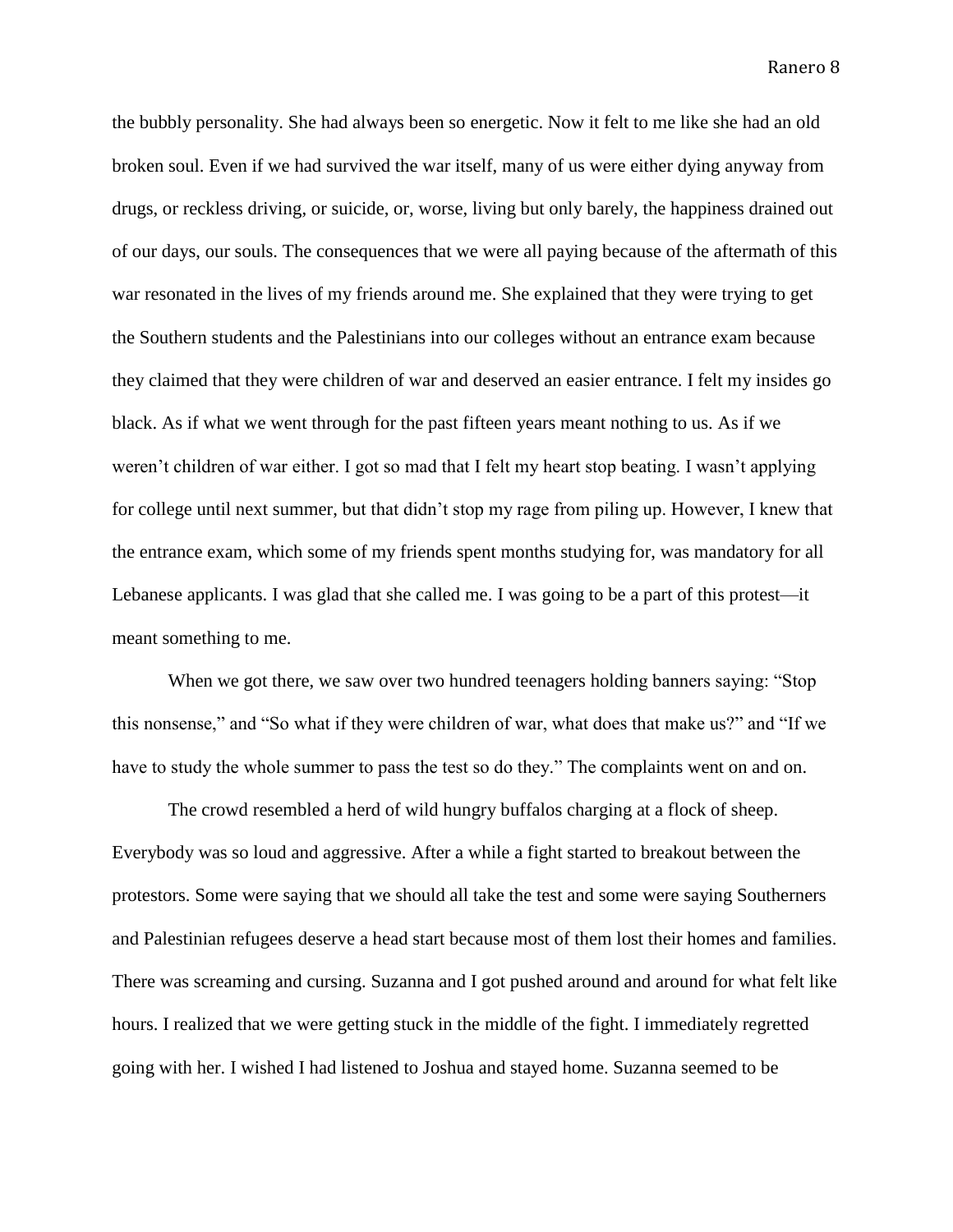the bubbly personality. She had always been so energetic. Now it felt to me like she had an old broken soul. Even if we had survived the war itself, many of us were either dying anyway from drugs, or reckless driving, or suicide, or, worse, living but only barely, the happiness drained out of our days, our souls. The consequences that we were all paying because of the aftermath of this war resonated in the lives of my friends around me. She explained that they were trying to get the Southern students and the Palestinians into our colleges without an entrance exam because they claimed that they were children of war and deserved an easier entrance. I felt my insides go black. As if what we went through for the past fifteen years meant nothing to us. As if we weren't children of war either. I got so mad that I felt my heart stop beating. I wasn't applying for college until next summer, but that didn't stop my rage from piling up. However, I knew that the entrance exam, which some of my friends spent months studying for, was mandatory for all Lebanese applicants. I was glad that she called me. I was going to be a part of this protest—it meant something to me.

When we got there, we saw over two hundred teenagers holding banners saying: "Stop this nonsense," and "So what if they were children of war, what does that make us?" and "If we have to study the whole summer to pass the test so do they." The complaints went on and on.

The crowd resembled a herd of wild hungry buffalos charging at a flock of sheep. Everybody was so loud and aggressive. After a while a fight started to breakout between the protestors. Some were saying that we should all take the test and some were saying Southerners and Palestinian refugees deserve a head start because most of them lost their homes and families. There was screaming and cursing. Suzanna and I got pushed around and around for what felt like hours. I realized that we were getting stuck in the middle of the fight. I immediately regretted going with her. I wished I had listened to Joshua and stayed home. Suzanna seemed to be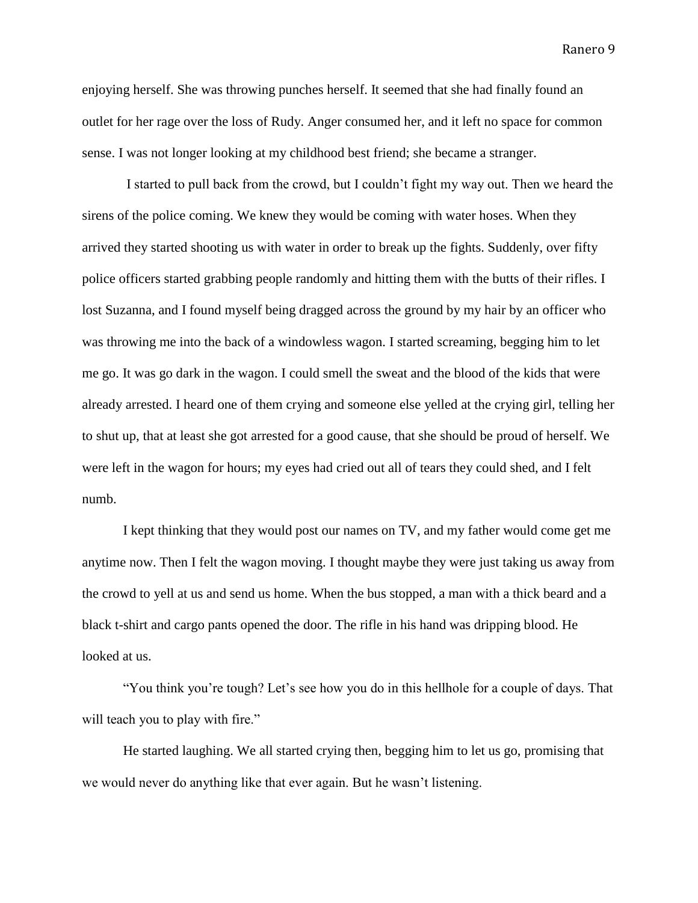enjoying herself. She was throwing punches herself. It seemed that she had finally found an outlet for her rage over the loss of Rudy. Anger consumed her, and it left no space for common sense. I was not longer looking at my childhood best friend; she became a stranger.

I started to pull back from the crowd, but I couldn't fight my way out. Then we heard the sirens of the police coming. We knew they would be coming with water hoses. When they arrived they started shooting us with water in order to break up the fights. Suddenly, over fifty police officers started grabbing people randomly and hitting them with the butts of their rifles. I lost Suzanna, and I found myself being dragged across the ground by my hair by an officer who was throwing me into the back of a windowless wagon. I started screaming, begging him to let me go. It was go dark in the wagon. I could smell the sweat and the blood of the kids that were already arrested. I heard one of them crying and someone else yelled at the crying girl, telling her to shut up, that at least she got arrested for a good cause, that she should be proud of herself. We were left in the wagon for hours; my eyes had cried out all of tears they could shed, and I felt numb.

I kept thinking that they would post our names on TV, and my father would come get me anytime now. Then I felt the wagon moving. I thought maybe they were just taking us away from the crowd to yell at us and send us home. When the bus stopped, a man with a thick beard and a black t-shirt and cargo pants opened the door. The rifle in his hand was dripping blood. He looked at us.

"You think you're tough? Let's see how you do in this hellhole for a couple of days. That will teach you to play with fire."

He started laughing. We all started crying then, begging him to let us go, promising that we would never do anything like that ever again. But he wasn't listening.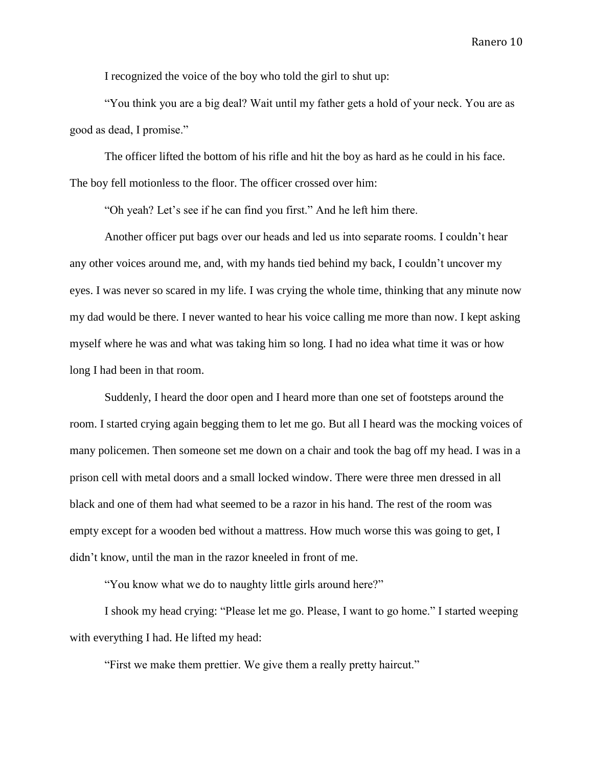I recognized the voice of the boy who told the girl to shut up:

"You think you are a big deal? Wait until my father gets a hold of your neck. You are as good as dead, I promise."

The officer lifted the bottom of his rifle and hit the boy as hard as he could in his face. The boy fell motionless to the floor. The officer crossed over him:

"Oh yeah? Let's see if he can find you first." And he left him there.

Another officer put bags over our heads and led us into separate rooms. I couldn't hear any other voices around me, and, with my hands tied behind my back, I couldn't uncover my eyes. I was never so scared in my life. I was crying the whole time, thinking that any minute now my dad would be there. I never wanted to hear his voice calling me more than now. I kept asking myself where he was and what was taking him so long. I had no idea what time it was or how long I had been in that room.

Suddenly, I heard the door open and I heard more than one set of footsteps around the room. I started crying again begging them to let me go. But all I heard was the mocking voices of many policemen. Then someone set me down on a chair and took the bag off my head. I was in a prison cell with metal doors and a small locked window. There were three men dressed in all black and one of them had what seemed to be a razor in his hand. The rest of the room was empty except for a wooden bed without a mattress. How much worse this was going to get, I didn't know, until the man in the razor kneeled in front of me.

"You know what we do to naughty little girls around here?"

I shook my head crying: "Please let me go. Please, I want to go home." I started weeping with everything I had. He lifted my head:

"First we make them prettier. We give them a really pretty haircut."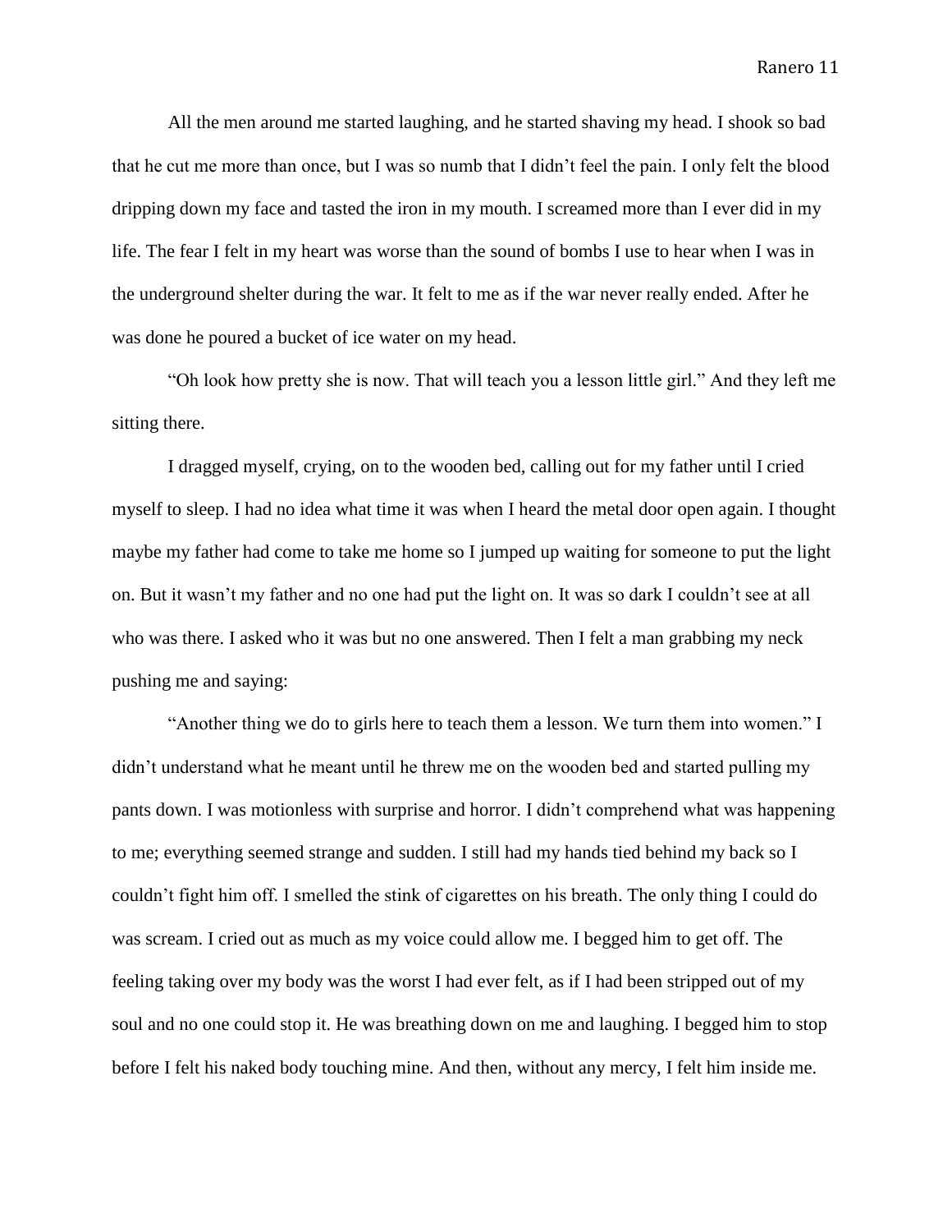All the men around me started laughing, and he started shaving my head. I shook so bad that he cut me more than once, but I was so numb that I didn't feel the pain. I only felt the blood dripping down my face and tasted the iron in my mouth. I screamed more than I ever did in my life. The fear I felt in my heart was worse than the sound of bombs I use to hear when I was in the underground shelter during the war. It felt to me as if the war never really ended. After he was done he poured a bucket of ice water on my head.

"Oh look how pretty she is now. That will teach you a lesson little girl." And they left me sitting there.

I dragged myself, crying, on to the wooden bed, calling out for my father until I cried myself to sleep. I had no idea what time it was when I heard the metal door open again. I thought maybe my father had come to take me home so I jumped up waiting for someone to put the light on. But it wasn't my father and no one had put the light on. It was so dark I couldn't see at all who was there. I asked who it was but no one answered. Then I felt a man grabbing my neck pushing me and saying:

"Another thing we do to girls here to teach them a lesson. We turn them into women." I didn't understand what he meant until he threw me on the wooden bed and started pulling my pants down. I was motionless with surprise and horror. I didn't comprehend what was happening to me; everything seemed strange and sudden. I still had my hands tied behind my back so I couldn't fight him off. I smelled the stink of cigarettes on his breath. The only thing I could do was scream. I cried out as much as my voice could allow me. I begged him to get off. The feeling taking over my body was the worst I had ever felt, as if I had been stripped out of my soul and no one could stop it. He was breathing down on me and laughing. I begged him to stop before I felt his naked body touching mine. And then, without any mercy, I felt him inside me.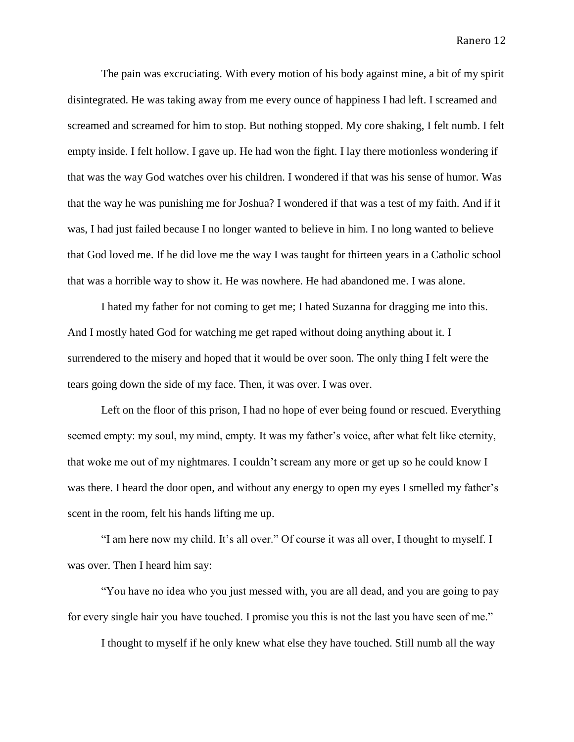The pain was excruciating. With every motion of his body against mine, a bit of my spirit disintegrated. He was taking away from me every ounce of happiness I had left. I screamed and screamed and screamed for him to stop. But nothing stopped. My core shaking, I felt numb. I felt empty inside. I felt hollow. I gave up. He had won the fight. I lay there motionless wondering if that was the way God watches over his children. I wondered if that was his sense of humor. Was that the way he was punishing me for Joshua? I wondered if that was a test of my faith. And if it was, I had just failed because I no longer wanted to believe in him. I no long wanted to believe that God loved me. If he did love me the way I was taught for thirteen years in a Catholic school that was a horrible way to show it. He was nowhere. He had abandoned me. I was alone.

I hated my father for not coming to get me; I hated Suzanna for dragging me into this. And I mostly hated God for watching me get raped without doing anything about it. I surrendered to the misery and hoped that it would be over soon. The only thing I felt were the tears going down the side of my face. Then, it was over. I was over.

Left on the floor of this prison, I had no hope of ever being found or rescued. Everything seemed empty: my soul, my mind, empty. It was my father's voice, after what felt like eternity, that woke me out of my nightmares. I couldn't scream any more or get up so he could know I was there. I heard the door open, and without any energy to open my eyes I smelled my father's scent in the room, felt his hands lifting me up.

"I am here now my child. It's all over." Of course it was all over, I thought to myself. I was over. Then I heard him say:

"You have no idea who you just messed with, you are all dead, and you are going to pay for every single hair you have touched. I promise you this is not the last you have seen of me."

I thought to myself if he only knew what else they have touched. Still numb all the way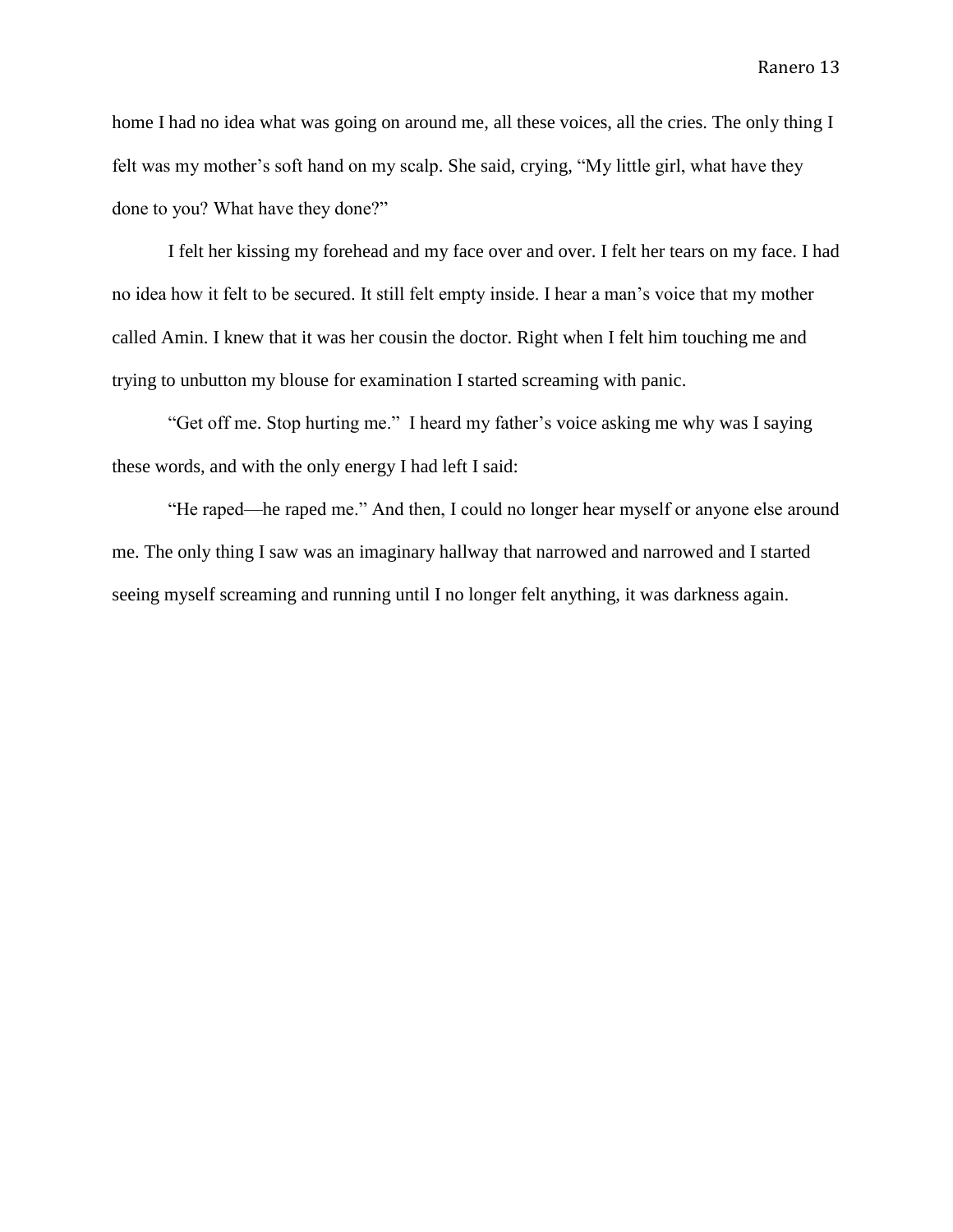home I had no idea what was going on around me, all these voices, all the cries. The only thing I felt was my mother's soft hand on my scalp. She said, crying, "My little girl, what have they done to you? What have they done?"

I felt her kissing my forehead and my face over and over. I felt her tears on my face. I had no idea how it felt to be secured. It still felt empty inside. I hear a man's voice that my mother called Amin. I knew that it was her cousin the doctor. Right when I felt him touching me and trying to unbutton my blouse for examination I started screaming with panic.

"Get off me. Stop hurting me." I heard my father's voice asking me why was I saying these words, and with the only energy I had left I said:

"He raped—he raped me." And then, I could no longer hear myself or anyone else around me. The only thing I saw was an imaginary hallway that narrowed and narrowed and I started seeing myself screaming and running until I no longer felt anything, it was darkness again.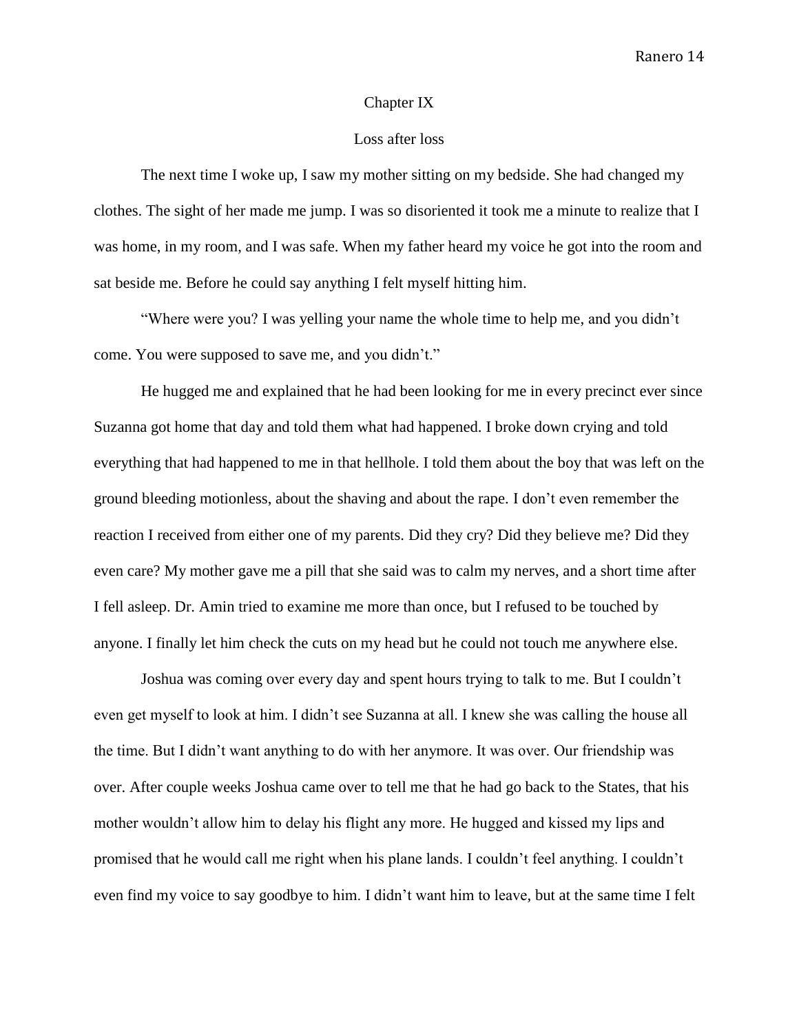## Chapter IX

### Loss after loss

The next time I woke up, I saw my mother sitting on my bedside. She had changed my clothes. The sight of her made me jump. I was so disoriented it took me a minute to realize that I was home, in my room, and I was safe. When my father heard my voice he got into the room and sat beside me. Before he could say anything I felt myself hitting him.

"Where were you? I was yelling your name the whole time to help me, and you didn't come. You were supposed to save me, and you didn't."

He hugged me and explained that he had been looking for me in every precinct ever since Suzanna got home that day and told them what had happened. I broke down crying and told everything that had happened to me in that hellhole. I told them about the boy that was left on the ground bleeding motionless, about the shaving and about the rape. I don't even remember the reaction I received from either one of my parents. Did they cry? Did they believe me? Did they even care? My mother gave me a pill that she said was to calm my nerves, and a short time after I fell asleep. Dr. Amin tried to examine me more than once, but I refused to be touched by anyone. I finally let him check the cuts on my head but he could not touch me anywhere else.

Joshua was coming over every day and spent hours trying to talk to me. But I couldn't even get myself to look at him. I didn't see Suzanna at all. I knew she was calling the house all the time. But I didn't want anything to do with her anymore. It was over. Our friendship was over. After couple weeks Joshua came over to tell me that he had go back to the States, that his mother wouldn't allow him to delay his flight any more. He hugged and kissed my lips and promised that he would call me right when his plane lands. I couldn't feel anything. I couldn't even find my voice to say goodbye to him. I didn't want him to leave, but at the same time I felt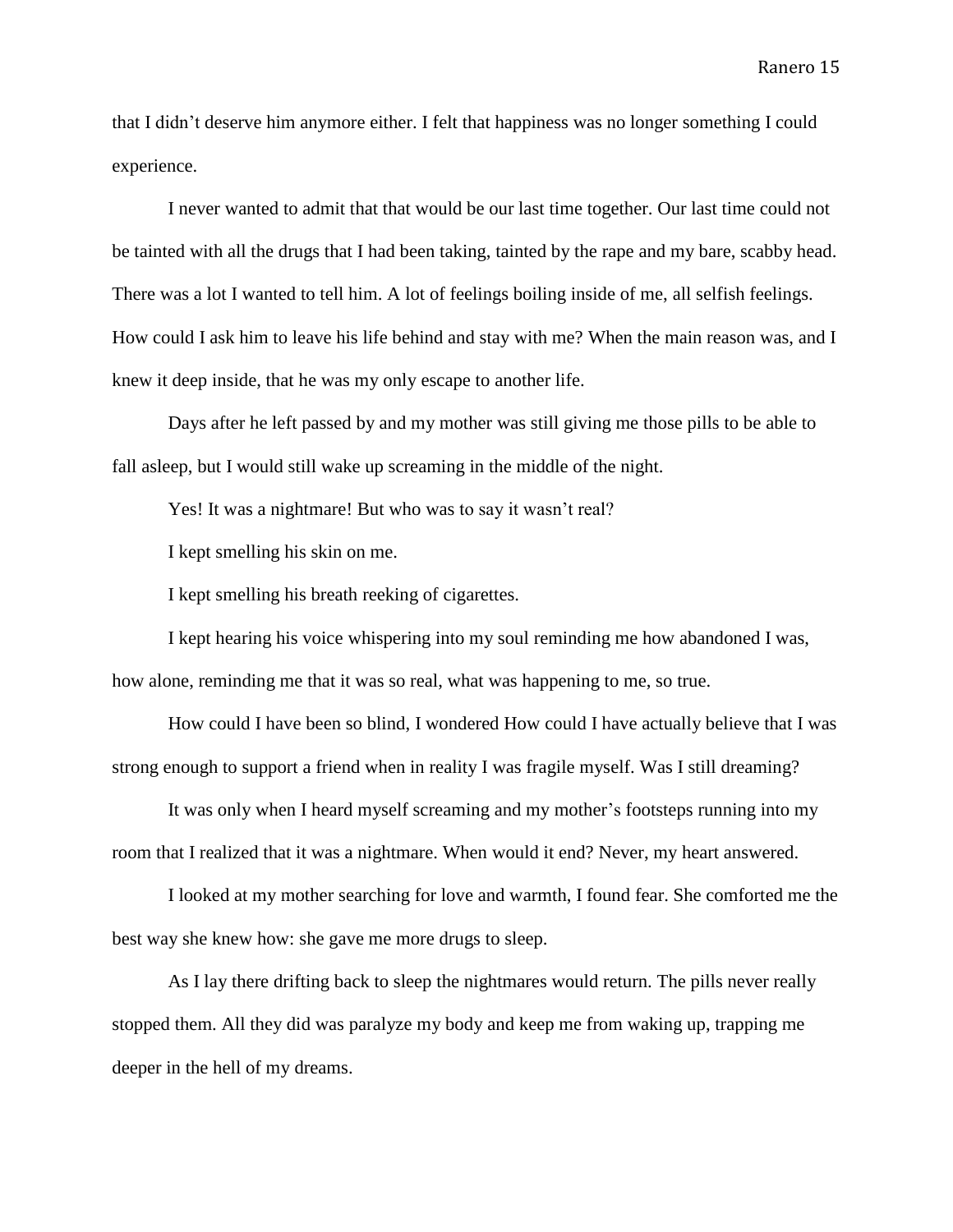that I didn't deserve him anymore either. I felt that happiness was no longer something I could experience.

I never wanted to admit that that would be our last time together. Our last time could not be tainted with all the drugs that I had been taking, tainted by the rape and my bare, scabby head. There was a lot I wanted to tell him. A lot of feelings boiling inside of me, all selfish feelings. How could I ask him to leave his life behind and stay with me? When the main reason was, and I knew it deep inside, that he was my only escape to another life.

Days after he left passed by and my mother was still giving me those pills to be able to fall asleep, but I would still wake up screaming in the middle of the night.

Yes! It was a nightmare! But who was to say it wasn't real?

I kept smelling his skin on me.

I kept smelling his breath reeking of cigarettes.

I kept hearing his voice whispering into my soul reminding me how abandoned I was, how alone, reminding me that it was so real, what was happening to me, so true.

How could I have been so blind, I wondered How could I have actually believe that I was strong enough to support a friend when in reality I was fragile myself. Was I still dreaming?

It was only when I heard myself screaming and my mother's footsteps running into my room that I realized that it was a nightmare. When would it end? Never, my heart answered.

I looked at my mother searching for love and warmth, I found fear. She comforted me the best way she knew how: she gave me more drugs to sleep.

As I lay there drifting back to sleep the nightmares would return. The pills never really stopped them. All they did was paralyze my body and keep me from waking up, trapping me deeper in the hell of my dreams.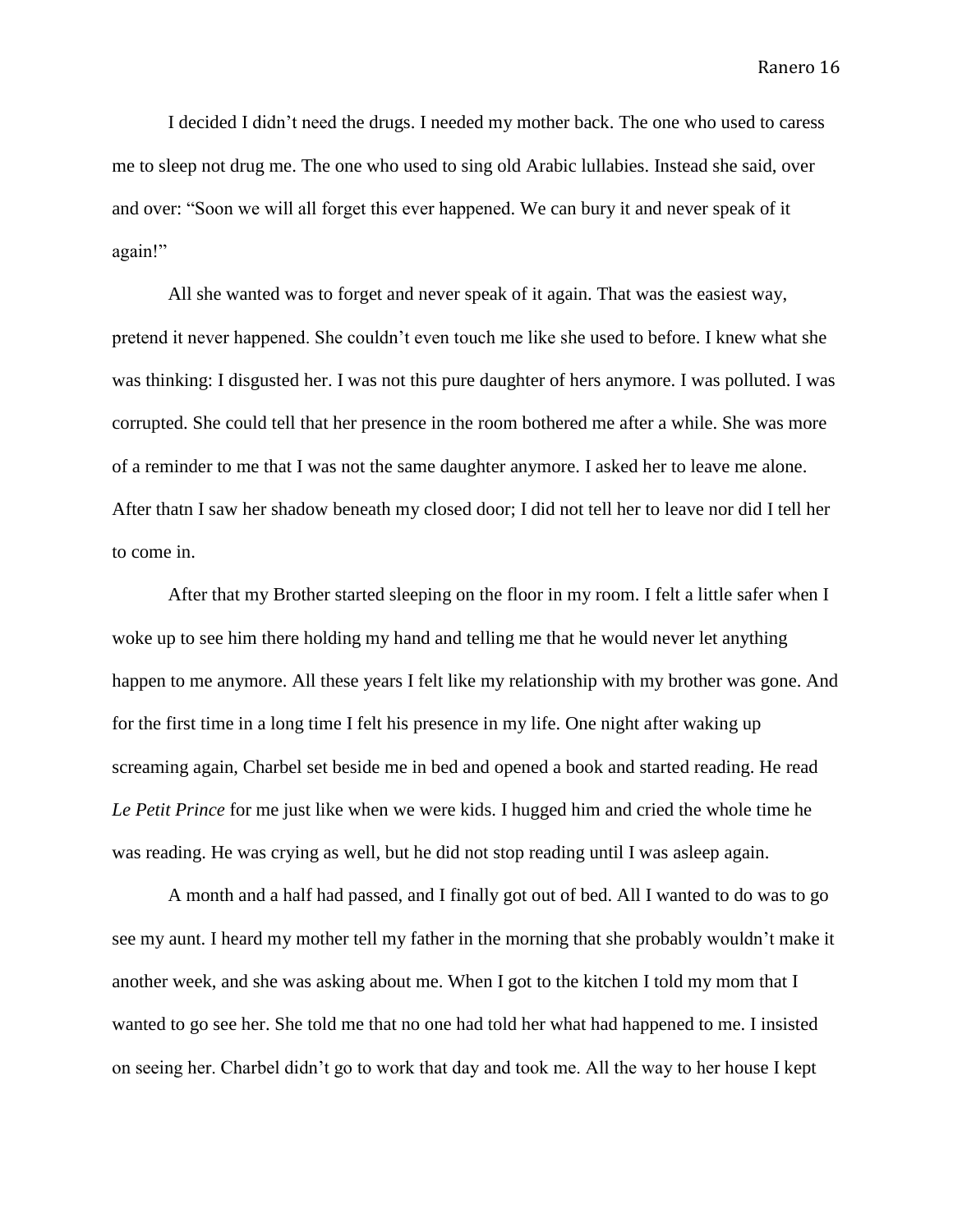I decided I didn't need the drugs. I needed my mother back. The one who used to caress me to sleep not drug me. The one who used to sing old Arabic lullabies. Instead she said, over and over: "Soon we will all forget this ever happened. We can bury it and never speak of it again!"

All she wanted was to forget and never speak of it again. That was the easiest way, pretend it never happened. She couldn't even touch me like she used to before. I knew what she was thinking: I disgusted her. I was not this pure daughter of hers anymore. I was polluted. I was corrupted. She could tell that her presence in the room bothered me after a while. She was more of a reminder to me that I was not the same daughter anymore. I asked her to leave me alone. After thatn I saw her shadow beneath my closed door; I did not tell her to leave nor did I tell her to come in.

After that my Brother started sleeping on the floor in my room. I felt a little safer when I woke up to see him there holding my hand and telling me that he would never let anything happen to me anymore. All these years I felt like my relationship with my brother was gone. And for the first time in a long time I felt his presence in my life. One night after waking up screaming again, Charbel set beside me in bed and opened a book and started reading. He read *Le Petit Prince* for me just like when we were kids. I hugged him and cried the whole time he was reading. He was crying as well, but he did not stop reading until I was asleep again.

A month and a half had passed, and I finally got out of bed. All I wanted to do was to go see my aunt. I heard my mother tell my father in the morning that she probably wouldn't make it another week, and she was asking about me. When I got to the kitchen I told my mom that I wanted to go see her. She told me that no one had told her what had happened to me. I insisted on seeing her. Charbel didn't go to work that day and took me. All the way to her house I kept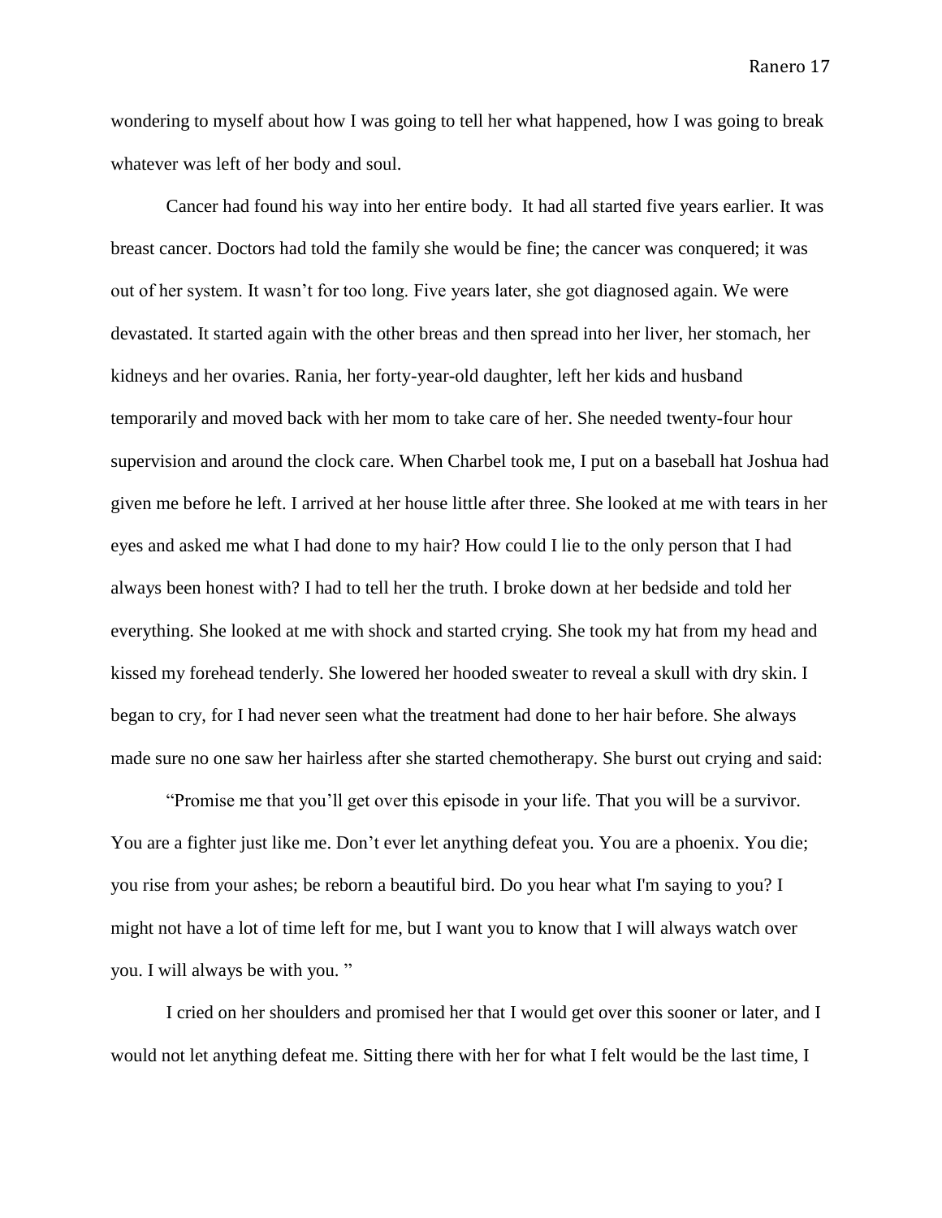wondering to myself about how I was going to tell her what happened, how I was going to break whatever was left of her body and soul.

Cancer had found his way into her entire body. It had all started five years earlier. It was breast cancer. Doctors had told the family she would be fine; the cancer was conquered; it was out of her system. It wasn't for too long. Five years later, she got diagnosed again. We were devastated. It started again with the other breas and then spread into her liver, her stomach, her kidneys and her ovaries. Rania, her forty-year-old daughter, left her kids and husband temporarily and moved back with her mom to take care of her. She needed twenty-four hour supervision and around the clock care. When Charbel took me, I put on a baseball hat Joshua had given me before he left. I arrived at her house little after three. She looked at me with tears in her eyes and asked me what I had done to my hair? How could I lie to the only person that I had always been honest with? I had to tell her the truth. I broke down at her bedside and told her everything. She looked at me with shock and started crying. She took my hat from my head and kissed my forehead tenderly. She lowered her hooded sweater to reveal a skull with dry skin. I began to cry, for I had never seen what the treatment had done to her hair before. She always made sure no one saw her hairless after she started chemotherapy. She burst out crying and said:

"Promise me that you'll get over this episode in your life. That you will be a survivor. You are a fighter just like me. Don't ever let anything defeat you. You are a phoenix. You die; you rise from your ashes; be reborn a beautiful bird. Do you hear what I'm saying to you? I might not have a lot of time left for me, but I want you to know that I will always watch over you. I will always be with you. "

I cried on her shoulders and promised her that I would get over this sooner or later, and I would not let anything defeat me. Sitting there with her for what I felt would be the last time, I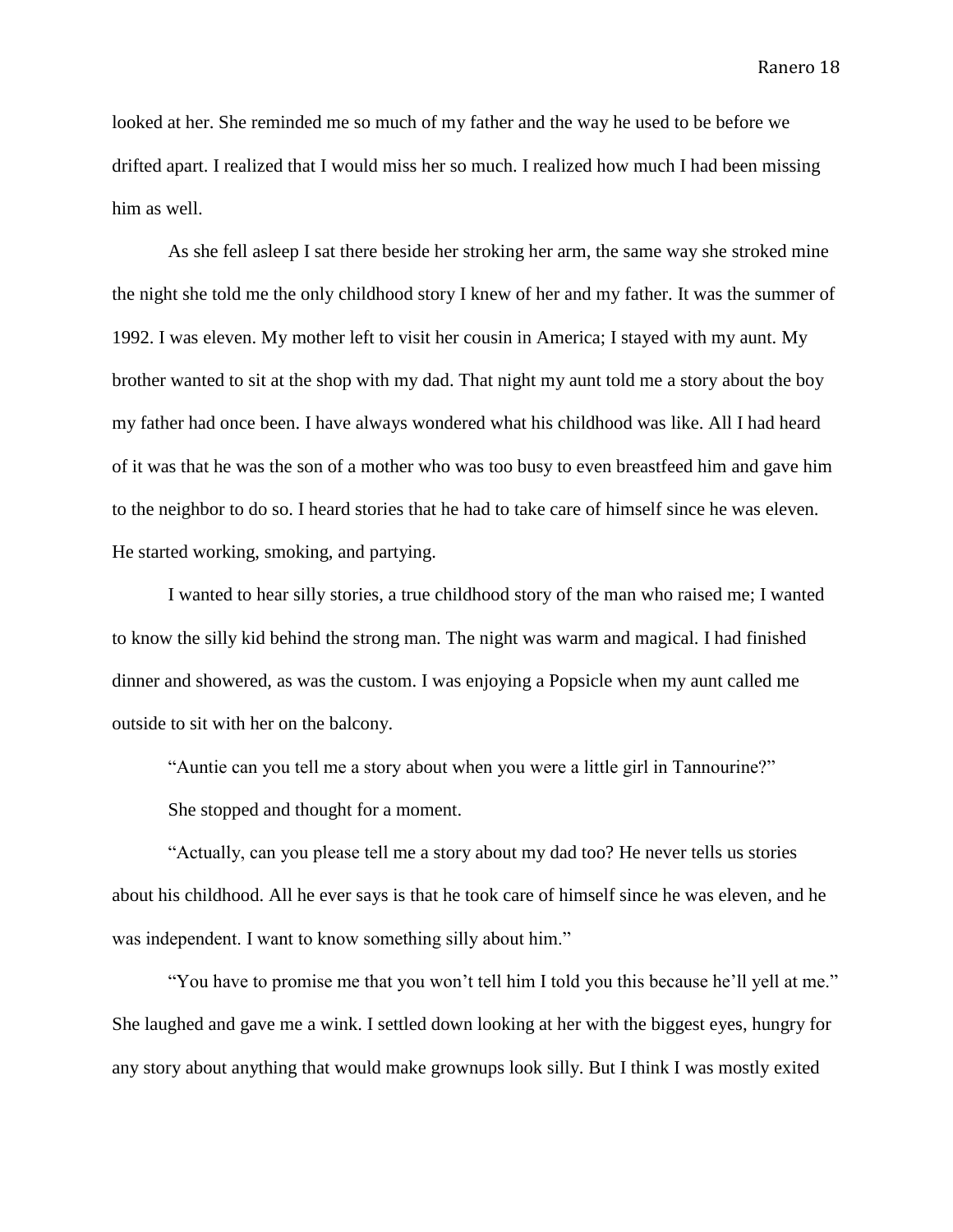looked at her. She reminded me so much of my father and the way he used to be before we drifted apart. I realized that I would miss her so much. I realized how much I had been missing him as well.

As she fell asleep I sat there beside her stroking her arm, the same way she stroked mine the night she told me the only childhood story I knew of her and my father. It was the summer of 1992. I was eleven. My mother left to visit her cousin in America; I stayed with my aunt. My brother wanted to sit at the shop with my dad. That night my aunt told me a story about the boy my father had once been. I have always wondered what his childhood was like. All I had heard of it was that he was the son of a mother who was too busy to even breastfeed him and gave him to the neighbor to do so. I heard stories that he had to take care of himself since he was eleven. He started working, smoking, and partying.

I wanted to hear silly stories, a true childhood story of the man who raised me; I wanted to know the silly kid behind the strong man. The night was warm and magical. I had finished dinner and showered, as was the custom. I was enjoying a Popsicle when my aunt called me outside to sit with her on the balcony.

"Auntie can you tell me a story about when you were a little girl in Tannourine?"

She stopped and thought for a moment.

"Actually, can you please tell me a story about my dad too? He never tells us stories about his childhood. All he ever says is that he took care of himself since he was eleven, and he was independent. I want to know something silly about him."

"You have to promise me that you won't tell him I told you this because he'll yell at me." She laughed and gave me a wink. I settled down looking at her with the biggest eyes, hungry for any story about anything that would make grownups look silly. But I think I was mostly exited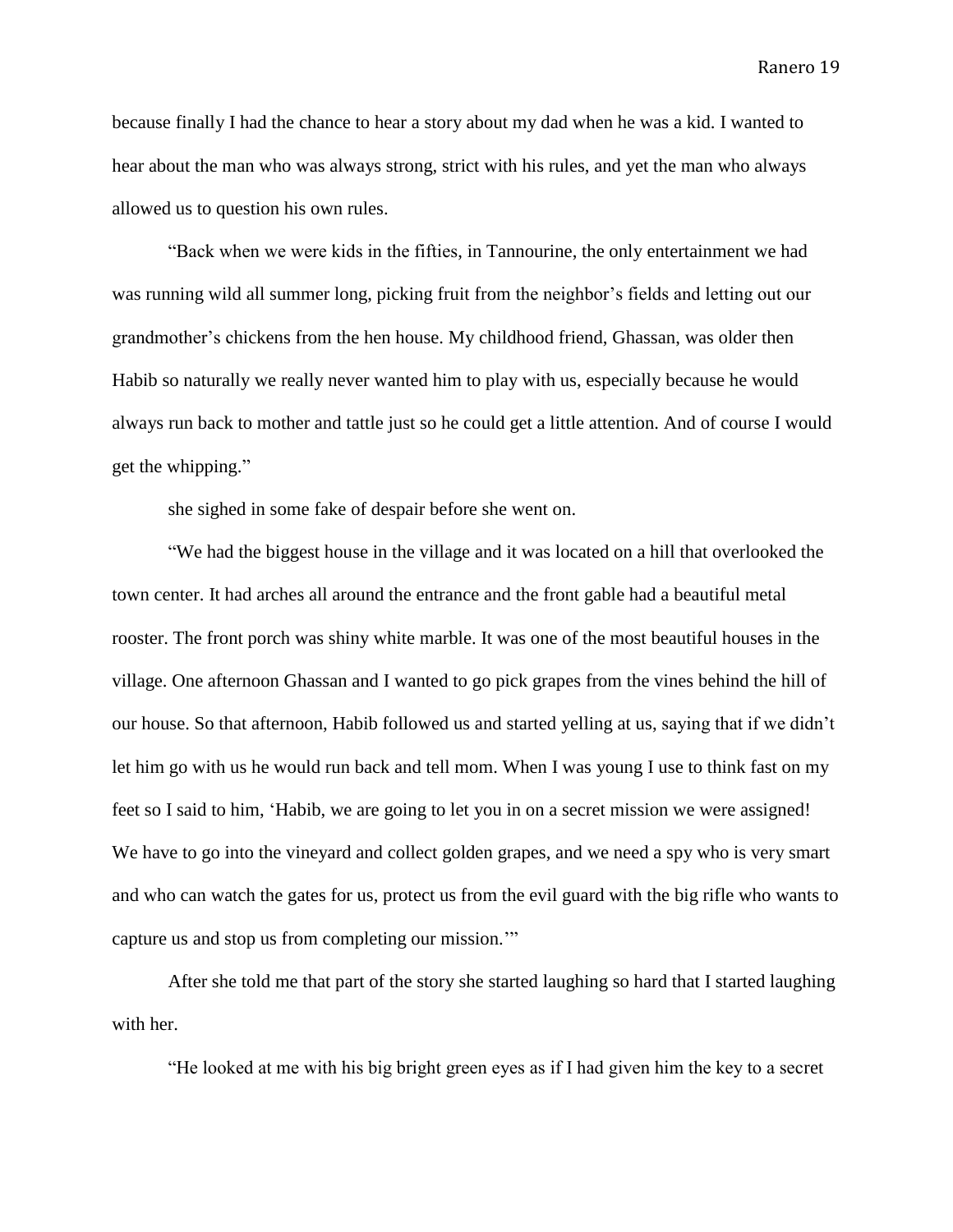because finally I had the chance to hear a story about my dad when he was a kid. I wanted to hear about the man who was always strong, strict with his rules, and yet the man who always allowed us to question his own rules.

"Back when we were kids in the fifties, in Tannourine, the only entertainment we had was running wild all summer long, picking fruit from the neighbor's fields and letting out our grandmother's chickens from the hen house. My childhood friend, Ghassan, was older then Habib so naturally we really never wanted him to play with us, especially because he would always run back to mother and tattle just so he could get a little attention. And of course I would get the whipping."

she sighed in some fake of despair before she went on.

"We had the biggest house in the village and it was located on a hill that overlooked the town center. It had arches all around the entrance and the front gable had a beautiful metal rooster. The front porch was shiny white marble. It was one of the most beautiful houses in the village. One afternoon Ghassan and I wanted to go pick grapes from the vines behind the hill of our house. So that afternoon, Habib followed us and started yelling at us, saying that if we didn't let him go with us he would run back and tell mom. When I was young I use to think fast on my feet so I said to him, 'Habib, we are going to let you in on a secret mission we were assigned! We have to go into the vineyard and collect golden grapes, and we need a spy who is very smart and who can watch the gates for us, protect us from the evil guard with the big rifle who wants to capture us and stop us from completing our mission.'"

After she told me that part of the story she started laughing so hard that I started laughing with her.

"He looked at me with his big bright green eyes as if I had given him the key to a secret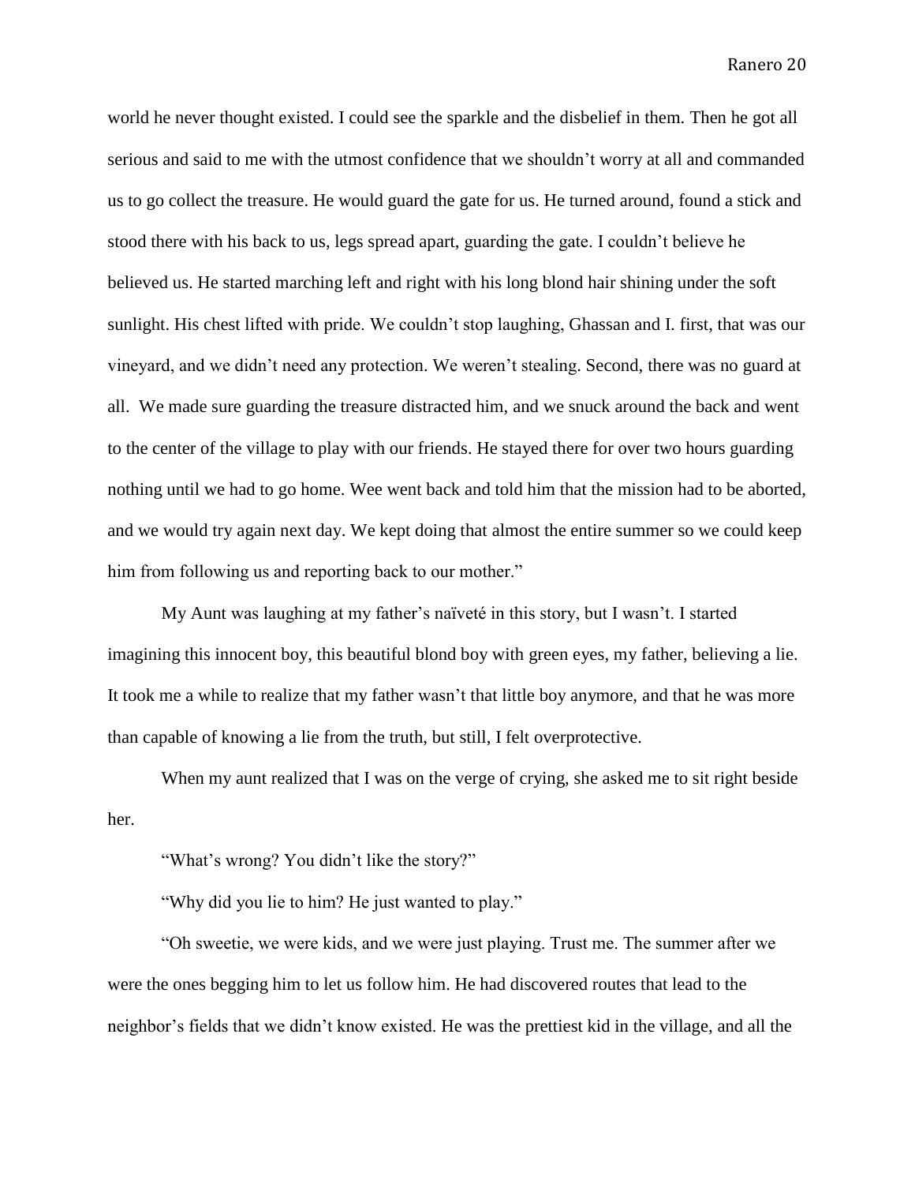world he never thought existed. I could see the sparkle and the disbelief in them. Then he got all serious and said to me with the utmost confidence that we shouldn't worry at all and commanded us to go collect the treasure. He would guard the gate for us. He turned around, found a stick and stood there with his back to us, legs spread apart, guarding the gate. I couldn't believe he believed us. He started marching left and right with his long blond hair shining under the soft sunlight. His chest lifted with pride. We couldn't stop laughing, Ghassan and I. first, that was our vineyard, and we didn't need any protection. We weren't stealing. Second, there was no guard at all. We made sure guarding the treasure distracted him, and we snuck around the back and went to the center of the village to play with our friends. He stayed there for over two hours guarding nothing until we had to go home. Wee went back and told him that the mission had to be aborted, and we would try again next day. We kept doing that almost the entire summer so we could keep him from following us and reporting back to our mother."

My Aunt was laughing at my father's naïveté in this story, but I wasn't. I started imagining this innocent boy, this beautiful blond boy with green eyes, my father, believing a lie. It took me a while to realize that my father wasn't that little boy anymore, and that he was more than capable of knowing a lie from the truth, but still, I felt overprotective.

When my aunt realized that I was on the verge of crying, she asked me to sit right beside her.

"What's wrong? You didn't like the story?"

"Why did you lie to him? He just wanted to play."

"Oh sweetie, we were kids, and we were just playing. Trust me. The summer after we were the ones begging him to let us follow him. He had discovered routes that lead to the neighbor's fields that we didn't know existed. He was the prettiest kid in the village, and all the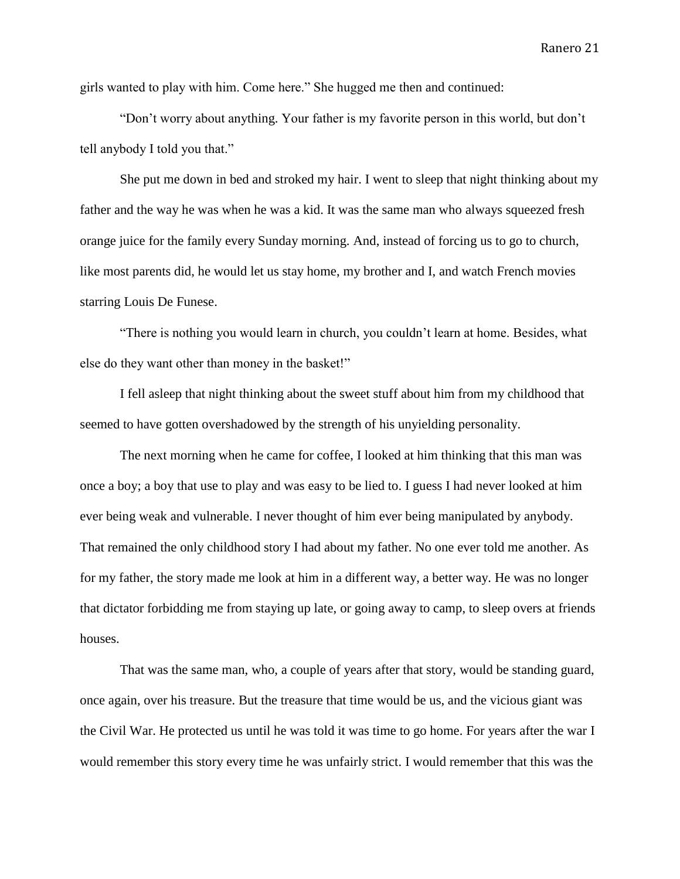girls wanted to play with him. Come here." She hugged me then and continued:

"Don't worry about anything. Your father is my favorite person in this world, but don't tell anybody I told you that."

She put me down in bed and stroked my hair. I went to sleep that night thinking about my father and the way he was when he was a kid. It was the same man who always squeezed fresh orange juice for the family every Sunday morning. And, instead of forcing us to go to church, like most parents did, he would let us stay home, my brother and I, and watch French movies starring Louis De Funese.

"There is nothing you would learn in church, you couldn't learn at home. Besides, what else do they want other than money in the basket!"

I fell asleep that night thinking about the sweet stuff about him from my childhood that seemed to have gotten overshadowed by the strength of his unyielding personality.

The next morning when he came for coffee, I looked at him thinking that this man was once a boy; a boy that use to play and was easy to be lied to. I guess I had never looked at him ever being weak and vulnerable. I never thought of him ever being manipulated by anybody. That remained the only childhood story I had about my father. No one ever told me another. As for my father, the story made me look at him in a different way, a better way. He was no longer that dictator forbidding me from staying up late, or going away to camp, to sleep overs at friends houses.

That was the same man, who, a couple of years after that story, would be standing guard, once again, over his treasure. But the treasure that time would be us, and the vicious giant was the Civil War. He protected us until he was told it was time to go home. For years after the war I would remember this story every time he was unfairly strict. I would remember that this was the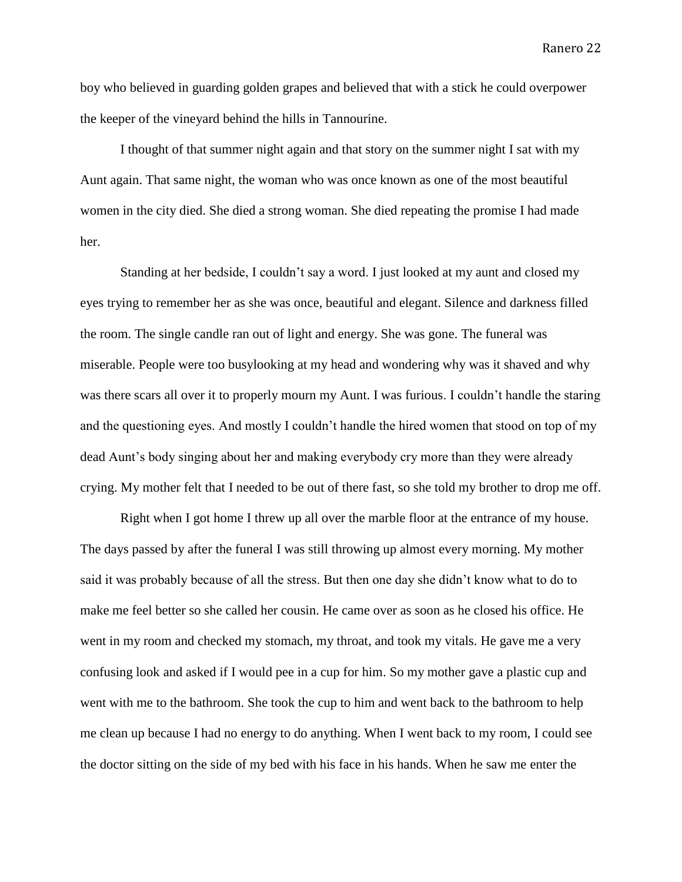boy who believed in guarding golden grapes and believed that with a stick he could overpower the keeper of the vineyard behind the hills in Tannourine.

I thought of that summer night again and that story on the summer night I sat with my Aunt again. That same night, the woman who was once known as one of the most beautiful women in the city died. She died a strong woman. She died repeating the promise I had made her.

Standing at her bedside, I couldn't say a word. I just looked at my aunt and closed my eyes trying to remember her as she was once, beautiful and elegant. Silence and darkness filled the room. The single candle ran out of light and energy. She was gone. The funeral was miserable. People were too busylooking at my head and wondering why was it shaved and why was there scars all over it to properly mourn my Aunt. I was furious. I couldn't handle the staring and the questioning eyes. And mostly I couldn't handle the hired women that stood on top of my dead Aunt's body singing about her and making everybody cry more than they were already crying. My mother felt that I needed to be out of there fast, so she told my brother to drop me off.

Right when I got home I threw up all over the marble floor at the entrance of my house. The days passed by after the funeral I was still throwing up almost every morning. My mother said it was probably because of all the stress. But then one day she didn't know what to do to make me feel better so she called her cousin. He came over as soon as he closed his office. He went in my room and checked my stomach, my throat, and took my vitals. He gave me a very confusing look and asked if I would pee in a cup for him. So my mother gave a plastic cup and went with me to the bathroom. She took the cup to him and went back to the bathroom to help me clean up because I had no energy to do anything. When I went back to my room, I could see the doctor sitting on the side of my bed with his face in his hands. When he saw me enter the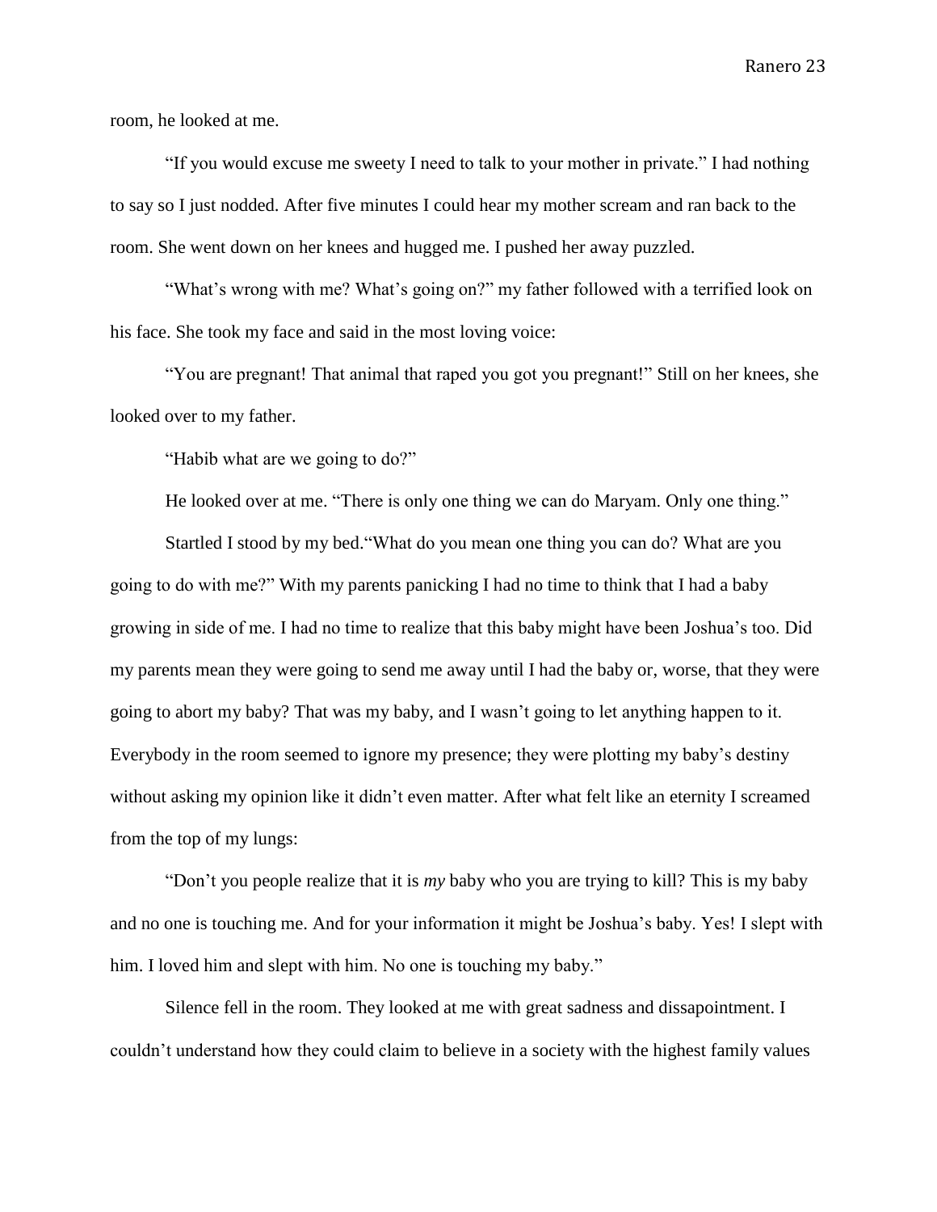room, he looked at me.

"If you would excuse me sweety I need to talk to your mother in private." I had nothing to say so I just nodded. After five minutes I could hear my mother scream and ran back to the room. She went down on her knees and hugged me. I pushed her away puzzled.

"What's wrong with me? What's going on?" my father followed with a terrified look on his face. She took my face and said in the most loving voice:

"You are pregnant! That animal that raped you got you pregnant!" Still on her knees, she looked over to my father.

"Habib what are we going to do?"

He looked over at me. "There is only one thing we can do Maryam. Only one thing."

Startled I stood by my bed."What do you mean one thing you can do? What are you going to do with me?" With my parents panicking I had no time to think that I had a baby growing in side of me. I had no time to realize that this baby might have been Joshua's too. Did my parents mean they were going to send me away until I had the baby or, worse, that they were going to abort my baby? That was my baby, and I wasn't going to let anything happen to it. Everybody in the room seemed to ignore my presence; they were plotting my baby's destiny without asking my opinion like it didn't even matter. After what felt like an eternity I screamed from the top of my lungs:

"Don't you people realize that it is *my* baby who you are trying to kill? This is my baby and no one is touching me. And for your information it might be Joshua's baby. Yes! I slept with him. I loved him and slept with him. No one is touching my baby."

Silence fell in the room. They looked at me with great sadness and dissapointment. I couldn't understand how they could claim to believe in a society with the highest family values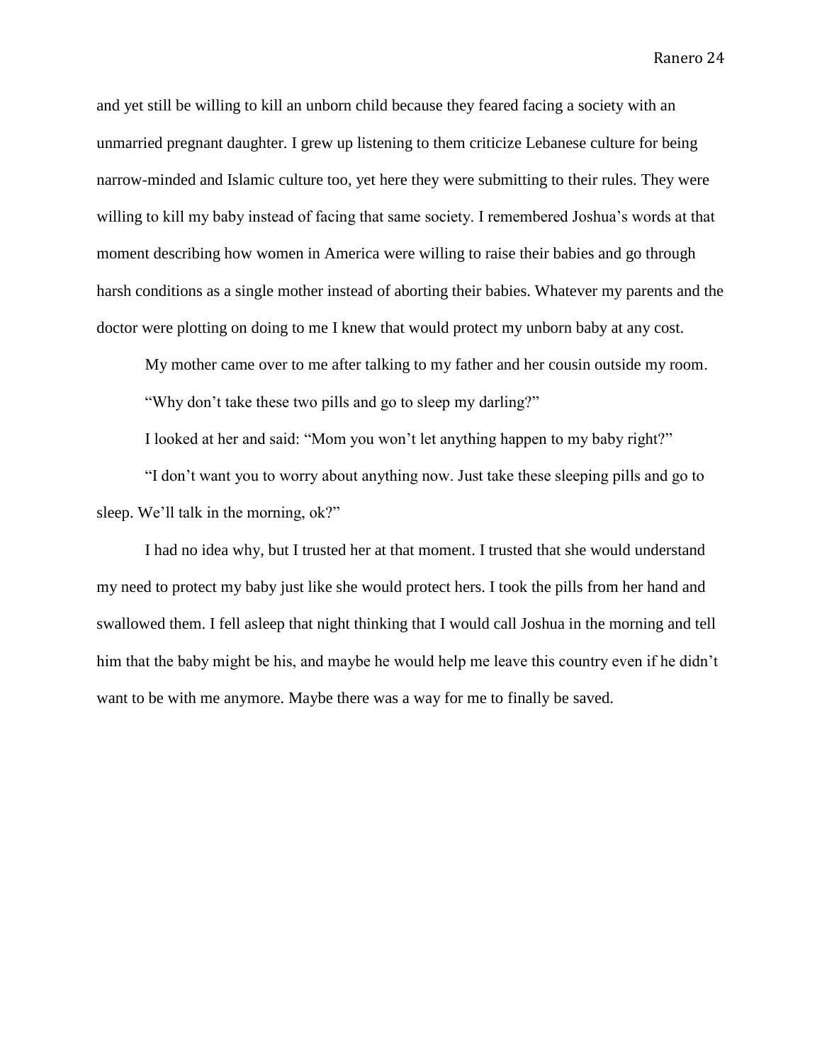and yet still be willing to kill an unborn child because they feared facing a society with an unmarried pregnant daughter. I grew up listening to them criticize Lebanese culture for being narrow-minded and Islamic culture too, yet here they were submitting to their rules. They were willing to kill my baby instead of facing that same society. I remembered Joshua's words at that moment describing how women in America were willing to raise their babies and go through harsh conditions as a single mother instead of aborting their babies. Whatever my parents and the doctor were plotting on doing to me I knew that would protect my unborn baby at any cost.

My mother came over to me after talking to my father and her cousin outside my room.

"Why don't take these two pills and go to sleep my darling?"

I looked at her and said: "Mom you won't let anything happen to my baby right?"

"I don't want you to worry about anything now. Just take these sleeping pills and go to sleep. We'll talk in the morning, ok?"

I had no idea why, but I trusted her at that moment. I trusted that she would understand my need to protect my baby just like she would protect hers. I took the pills from her hand and swallowed them. I fell asleep that night thinking that I would call Joshua in the morning and tell him that the baby might be his, and maybe he would help me leave this country even if he didn't want to be with me anymore. Maybe there was a way for me to finally be saved.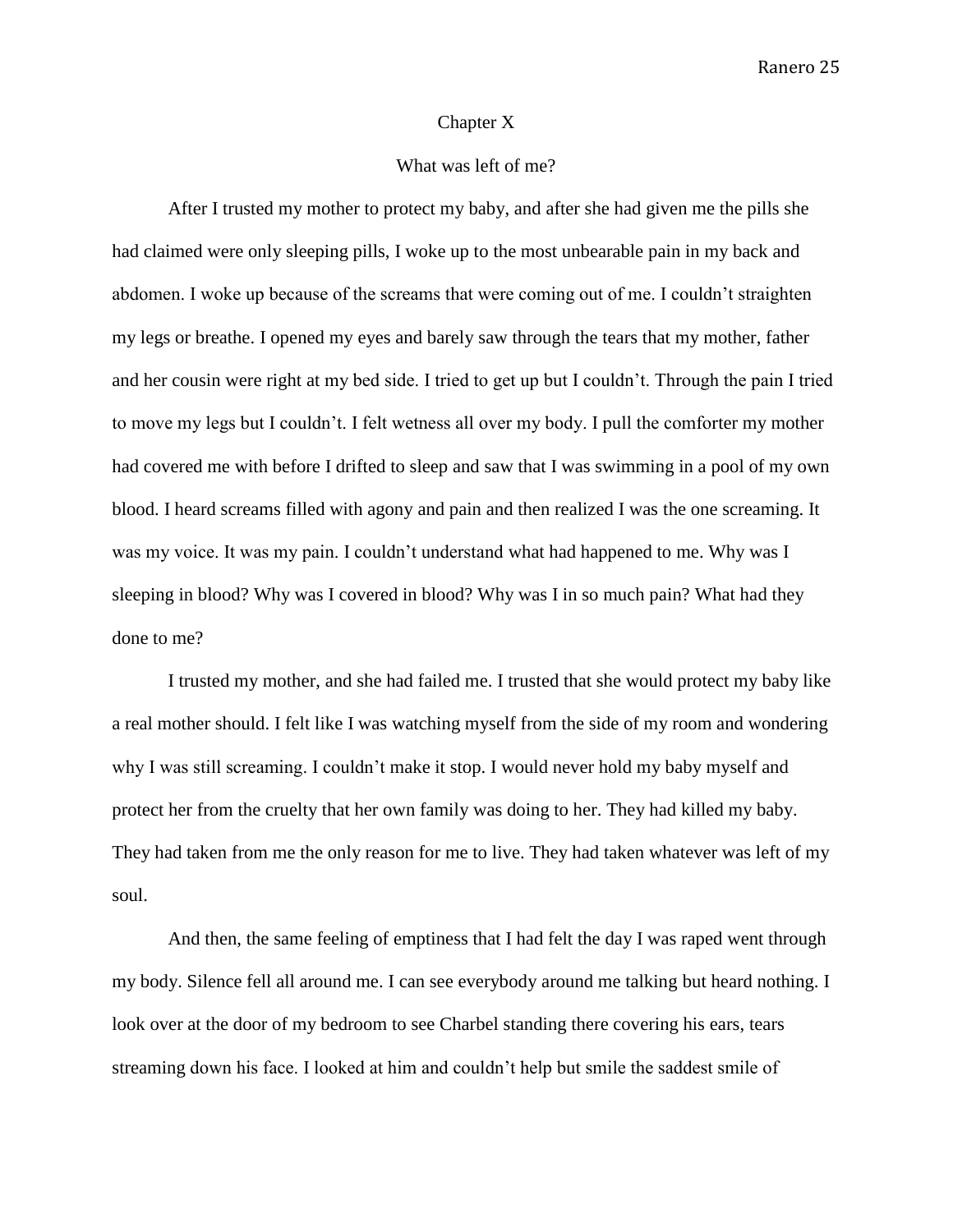## Chapter X

### What was left of me?

After I trusted my mother to protect my baby, and after she had given me the pills she had claimed were only sleeping pills, I woke up to the most unbearable pain in my back and abdomen. I woke up because of the screams that were coming out of me. I couldn't straighten my legs or breathe. I opened my eyes and barely saw through the tears that my mother, father and her cousin were right at my bed side. I tried to get up but I couldn't. Through the pain I tried to move my legs but I couldn't. I felt wetness all over my body. I pull the comforter my mother had covered me with before I drifted to sleep and saw that I was swimming in a pool of my own blood. I heard screams filled with agony and pain and then realized I was the one screaming. It was my voice. It was my pain. I couldn't understand what had happened to me. Why was I sleeping in blood? Why was I covered in blood? Why was I in so much pain? What had they done to me?

I trusted my mother, and she had failed me. I trusted that she would protect my baby like a real mother should. I felt like I was watching myself from the side of my room and wondering why I was still screaming. I couldn't make it stop. I would never hold my baby myself and protect her from the cruelty that her own family was doing to her. They had killed my baby. They had taken from me the only reason for me to live. They had taken whatever was left of my soul.

And then, the same feeling of emptiness that I had felt the day I was raped went through my body. Silence fell all around me. I can see everybody around me talking but heard nothing. I look over at the door of my bedroom to see Charbel standing there covering his ears, tears streaming down his face. I looked at him and couldn't help but smile the saddest smile of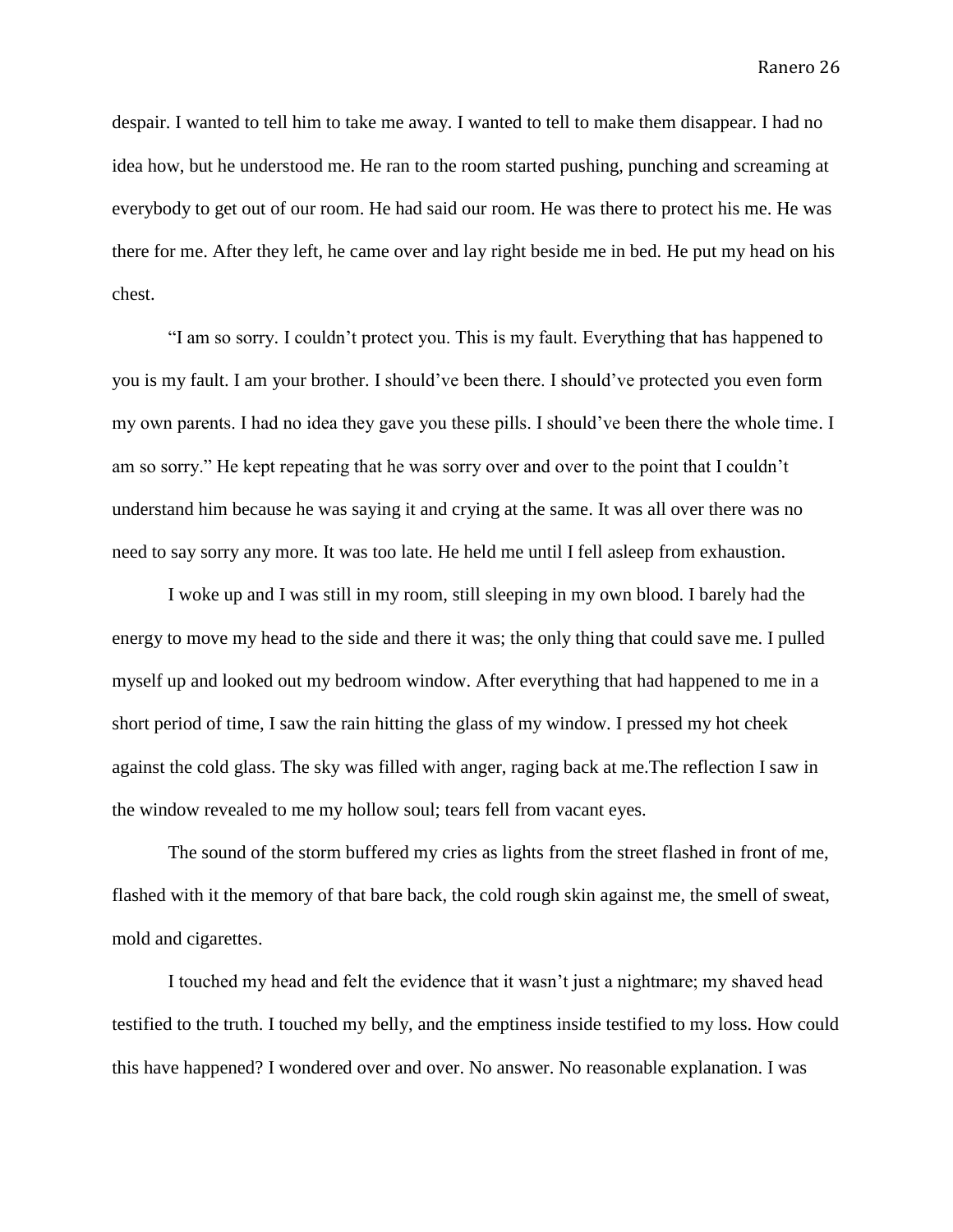despair. I wanted to tell him to take me away. I wanted to tell to make them disappear. I had no idea how, but he understood me. He ran to the room started pushing, punching and screaming at everybody to get out of our room. He had said our room. He was there to protect his me. He was there for me. After they left, he came over and lay right beside me in bed. He put my head on his chest.

"I am so sorry. I couldn't protect you. This is my fault. Everything that has happened to you is my fault. I am your brother. I should've been there. I should've protected you even form my own parents. I had no idea they gave you these pills. I should've been there the whole time. I am so sorry." He kept repeating that he was sorry over and over to the point that I couldn't understand him because he was saying it and crying at the same. It was all over there was no need to say sorry any more. It was too late. He held me until I fell asleep from exhaustion.

I woke up and I was still in my room, still sleeping in my own blood. I barely had the energy to move my head to the side and there it was; the only thing that could save me. I pulled myself up and looked out my bedroom window. After everything that had happened to me in a short period of time, I saw the rain hitting the glass of my window. I pressed my hot cheek against the cold glass. The sky was filled with anger, raging back at me.The reflection I saw in the window revealed to me my hollow soul; tears fell from vacant eyes.

The sound of the storm buffered my cries as lights from the street flashed in front of me, flashed with it the memory of that bare back, the cold rough skin against me, the smell of sweat, mold and cigarettes.

I touched my head and felt the evidence that it wasn't just a nightmare; my shaved head testified to the truth. I touched my belly, and the emptiness inside testified to my loss. How could this have happened? I wondered over and over. No answer. No reasonable explanation. I was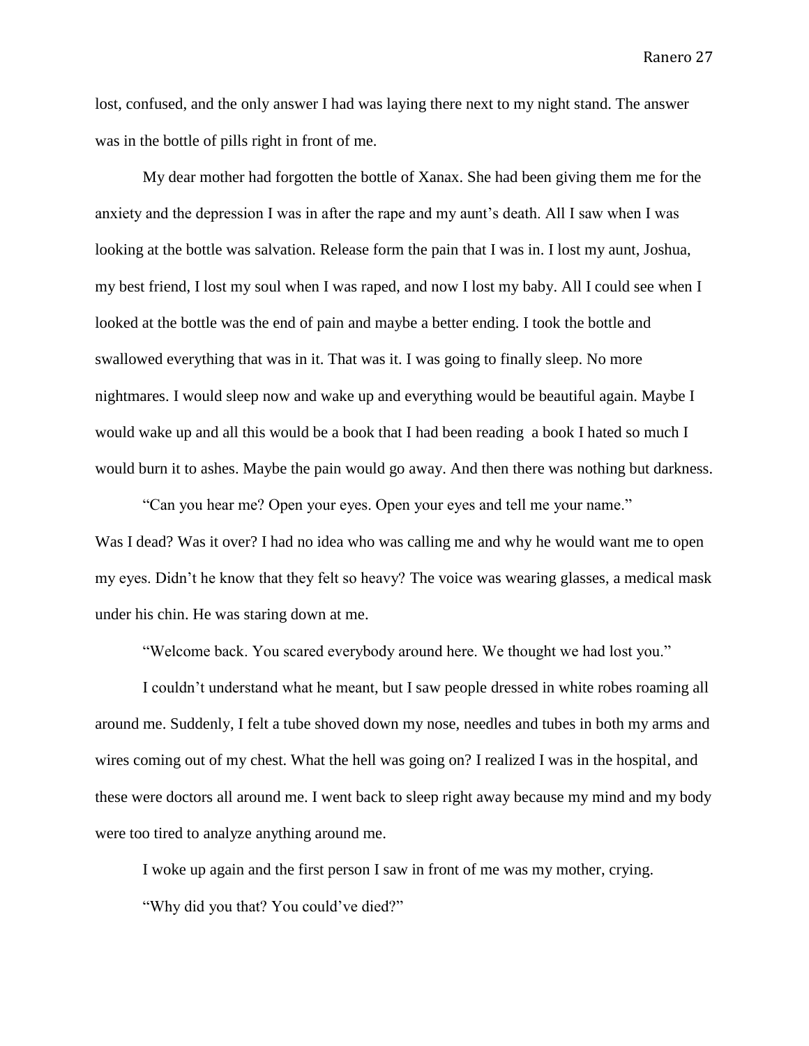lost, confused, and the only answer I had was laying there next to my night stand. The answer was in the bottle of pills right in front of me.

My dear mother had forgotten the bottle of Xanax. She had been giving them me for the anxiety and the depression I was in after the rape and my aunt's death. All I saw when I was looking at the bottle was salvation. Release form the pain that I was in. I lost my aunt, Joshua, my best friend, I lost my soul when I was raped, and now I lost my baby. All I could see when I looked at the bottle was the end of pain and maybe a better ending. I took the bottle and swallowed everything that was in it. That was it. I was going to finally sleep. No more nightmares. I would sleep now and wake up and everything would be beautiful again. Maybe I would wake up and all this would be a book that I had been reading  a book I hated so much I would burn it to ashes. Maybe the pain would go away. And then there was nothing but darkness.

"Can you hear me? Open your eyes. Open your eyes and tell me your name."

Was I dead? Was it over? I had no idea who was calling me and why he would want me to open my eyes. Didn't he know that they felt so heavy? The voice was wearing glasses, a medical mask under his chin. He was staring down at me.

"Welcome back. You scared everybody around here. We thought we had lost you."

I couldn't understand what he meant, but I saw people dressed in white robes roaming all around me. Suddenly, I felt a tube shoved down my nose, needles and tubes in both my arms and wires coming out of my chest. What the hell was going on? I realized I was in the hospital, and these were doctors all around me. I went back to sleep right away because my mind and my body were too tired to analyze anything around me.

I woke up again and the first person I saw in front of me was my mother, crying.

"Why did you that? You could've died?"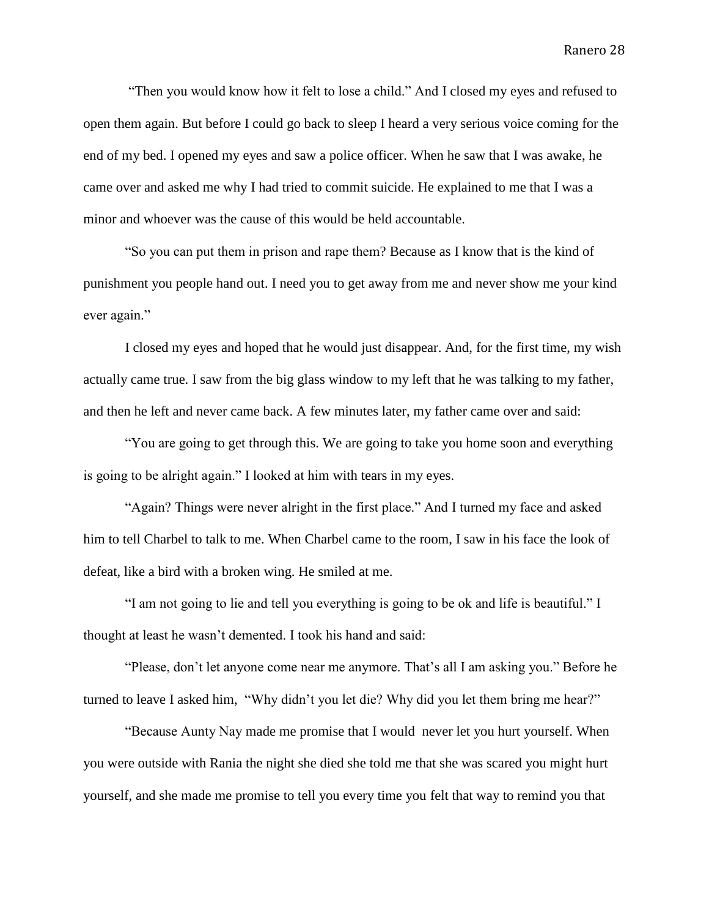"Then you would know how it felt to lose a child." And I closed my eyes and refused to open them again. But before I could go back to sleep I heard a very serious voice coming for the end of my bed. I opened my eyes and saw a police officer. When he saw that I was awake, he came over and asked me why I had tried to commit suicide. He explained to me that I was a minor and whoever was the cause of this would be held accountable.

"So you can put them in prison and rape them? Because as I know that is the kind of punishment you people hand out. I need you to get away from me and never show me your kind ever again."

I closed my eyes and hoped that he would just disappear. And, for the first time, my wish actually came true. I saw from the big glass window to my left that he was talking to my father, and then he left and never came back. A few minutes later, my father came over and said:

"You are going to get through this. We are going to take you home soon and everything is going to be alright again." I looked at him with tears in my eyes.

"Again? Things were never alright in the first place." And I turned my face and asked him to tell Charbel to talk to me. When Charbel came to the room, I saw in his face the look of defeat, like a bird with a broken wing. He smiled at me.

"I am not going to lie and tell you everything is going to be ok and life is beautiful." I thought at least he wasn't demented. I took his hand and said:

"Please, don't let anyone come near me anymore. That's all I am asking you." Before he turned to leave I asked him, "Why didn't you let die? Why did you let them bring me hear?"

"Because Aunty Nay made me promise that I would never let you hurt yourself. When you were outside with Rania the night she died she told me that she was scared you might hurt yourself, and she made me promise to tell you every time you felt that way to remind you that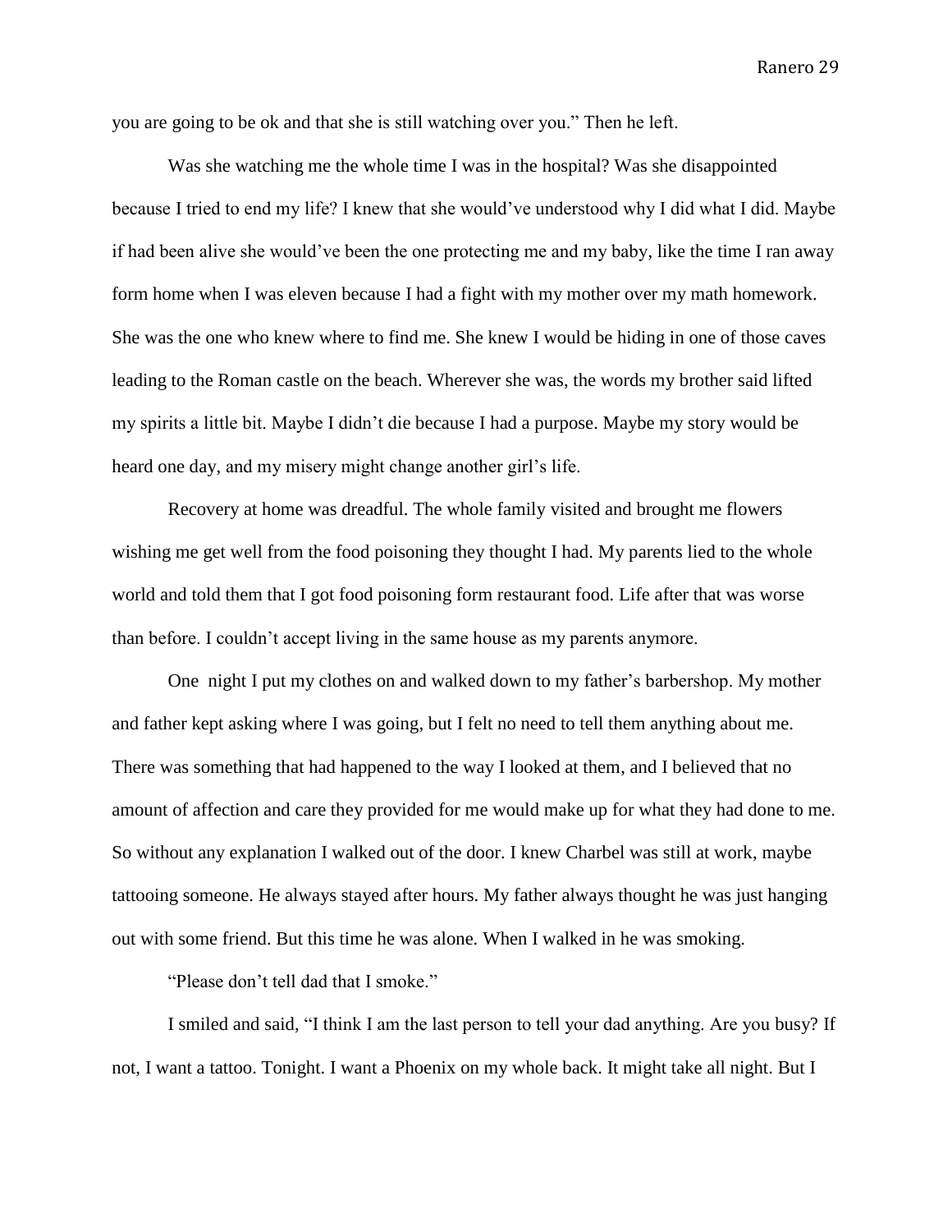you are going to be ok and that she is still watching over you." Then he left.

Was she watching me the whole time I was in the hospital? Was she disappointed because I tried to end my life? I knew that she would've understood why I did what I did. Maybe if had been alive she would've been the one protecting me and my baby, like the time I ran away form home when I was eleven because I had a fight with my mother over my math homework. She was the one who knew where to find me. She knew I would be hiding in one of those caves leading to the Roman castle on the beach. Wherever she was, the words my brother said lifted my spirits a little bit. Maybe I didn't die because I had a purpose. Maybe my story would be heard one day, and my misery might change another girl's life.

Recovery at home was dreadful. The whole family visited and brought me flowers wishing me get well from the food poisoning they thought I had. My parents lied to the whole world and told them that I got food poisoning form restaurant food. Life after that was worse than before. I couldn't accept living in the same house as my parents anymore.

One night I put my clothes on and walked down to my father's barbershop. My mother and father kept asking where I was going, but I felt no need to tell them anything about me. There was something that had happened to the way I looked at them, and I believed that no amount of affection and care they provided for me would make up for what they had done to me. So without any explanation I walked out of the door. I knew Charbel was still at work, maybe tattooing someone. He always stayed after hours. My father always thought he was just hanging out with some friend. But this time he was alone. When I walked in he was smoking.

"Please don't tell dad that I smoke."

I smiled and said, "I think I am the last person to tell your dad anything. Are you busy? If not, I want a tattoo. Tonight. I want a Phoenix on my whole back. It might take all night. But I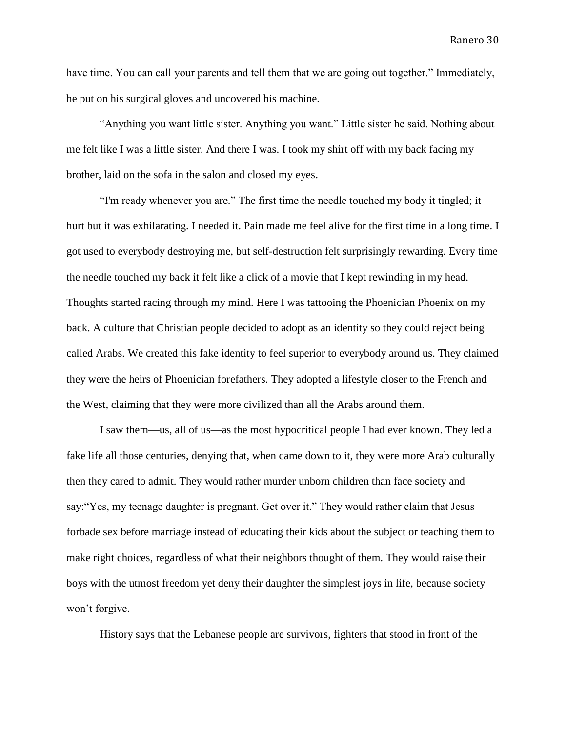have time. You can call your parents and tell them that we are going out together." Immediately, he put on his surgical gloves and uncovered his machine.

"Anything you want little sister. Anything you want." Little sister he said. Nothing about me felt like I was a little sister. And there I was. I took my shirt off with my back facing my brother, laid on the sofa in the salon and closed my eyes.

"I'm ready whenever you are." The first time the needle touched my body it tingled; it hurt but it was exhilarating. I needed it. Pain made me feel alive for the first time in a long time. I got used to everybody destroying me, but self-destruction felt surprisingly rewarding. Every time the needle touched my back it felt like a click of a movie that I kept rewinding in my head. Thoughts started racing through my mind. Here I was tattooing the Phoenician Phoenix on my back. A culture that Christian people decided to adopt as an identity so they could reject being called Arabs. We created this fake identity to feel superior to everybody around us. They claimed they were the heirs of Phoenician forefathers. They adopted a lifestyle closer to the French and the West, claiming that they were more civilized than all the Arabs around them.

I saw them—us, all of us—as the most hypocritical people I had ever known. They led a fake life all those centuries, denying that, when came down to it, they were more Arab culturally then they cared to admit. They would rather murder unborn children than face society and say:"Yes, my teenage daughter is pregnant. Get over it." They would rather claim that Jesus forbade sex before marriage instead of educating their kids about the subject or teaching them to make right choices, regardless of what their neighbors thought of them. They would raise their boys with the utmost freedom yet deny their daughter the simplest joys in life, because society won't forgive.

History says that the Lebanese people are survivors, fighters that stood in front of the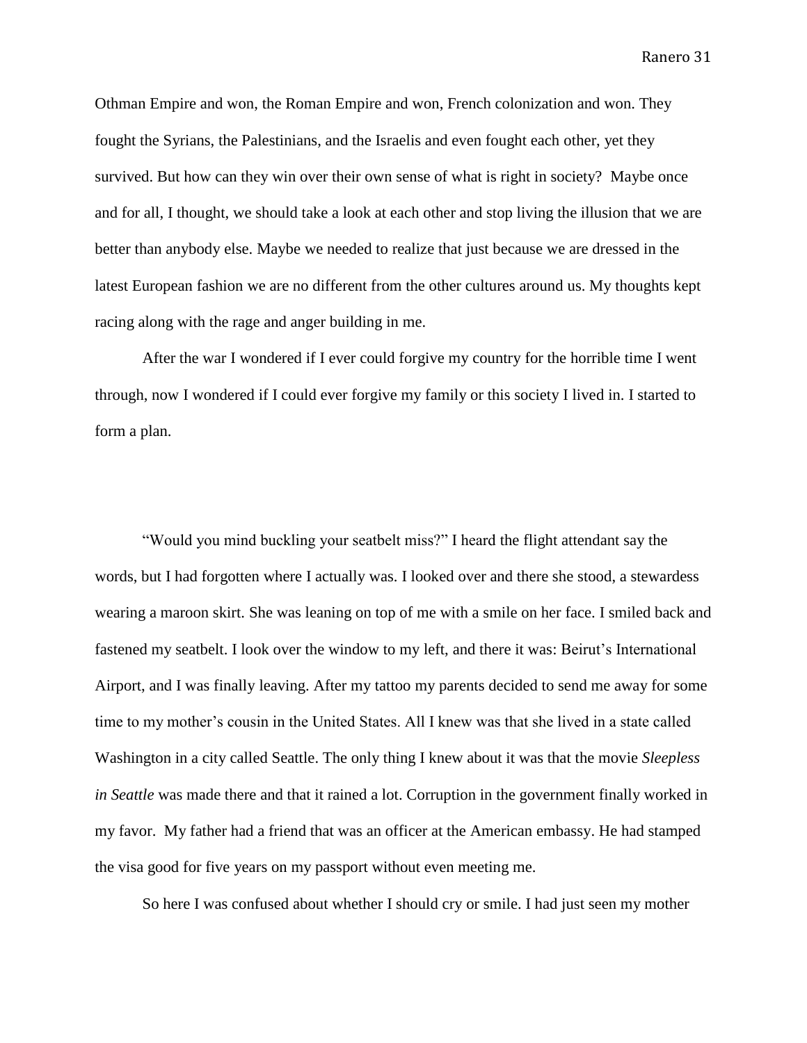Othman Empire and won, the Roman Empire and won, French colonization and won. They fought the Syrians, the Palestinians, and the Israelis and even fought each other, yet they survived. But how can they win over their own sense of what is right in society? Maybe once and for all, I thought, we should take a look at each other and stop living the illusion that we are better than anybody else. Maybe we needed to realize that just because we are dressed in the latest European fashion we are no different from the other cultures around us. My thoughts kept racing along with the rage and anger building in me.

After the war I wondered if I ever could forgive my country for the horrible time I went through, now I wondered if I could ever forgive my family or this society I lived in. I started to form a plan.

"Would you mind buckling your seatbelt miss?" I heard the flight attendant say the words, but I had forgotten where I actually was. I looked over and there she stood, a stewardess wearing a maroon skirt. She was leaning on top of me with a smile on her face. I smiled back and fastened my seatbelt. I look over the window to my left, and there it was: Beirut's International Airport, and I was finally leaving. After my tattoo my parents decided to send me away for some time to my mother's cousin in the United States. All I knew was that she lived in a state called Washington in a city called Seattle. The only thing I knew about it was that the movie *Sleepless in Seattle* was made there and that it rained a lot. Corruption in the government finally worked in my favor. My father had a friend that was an officer at the American embassy. He had stamped the visa good for five years on my passport without even meeting me.

So here I was confused about whether I should cry or smile. I had just seen my mother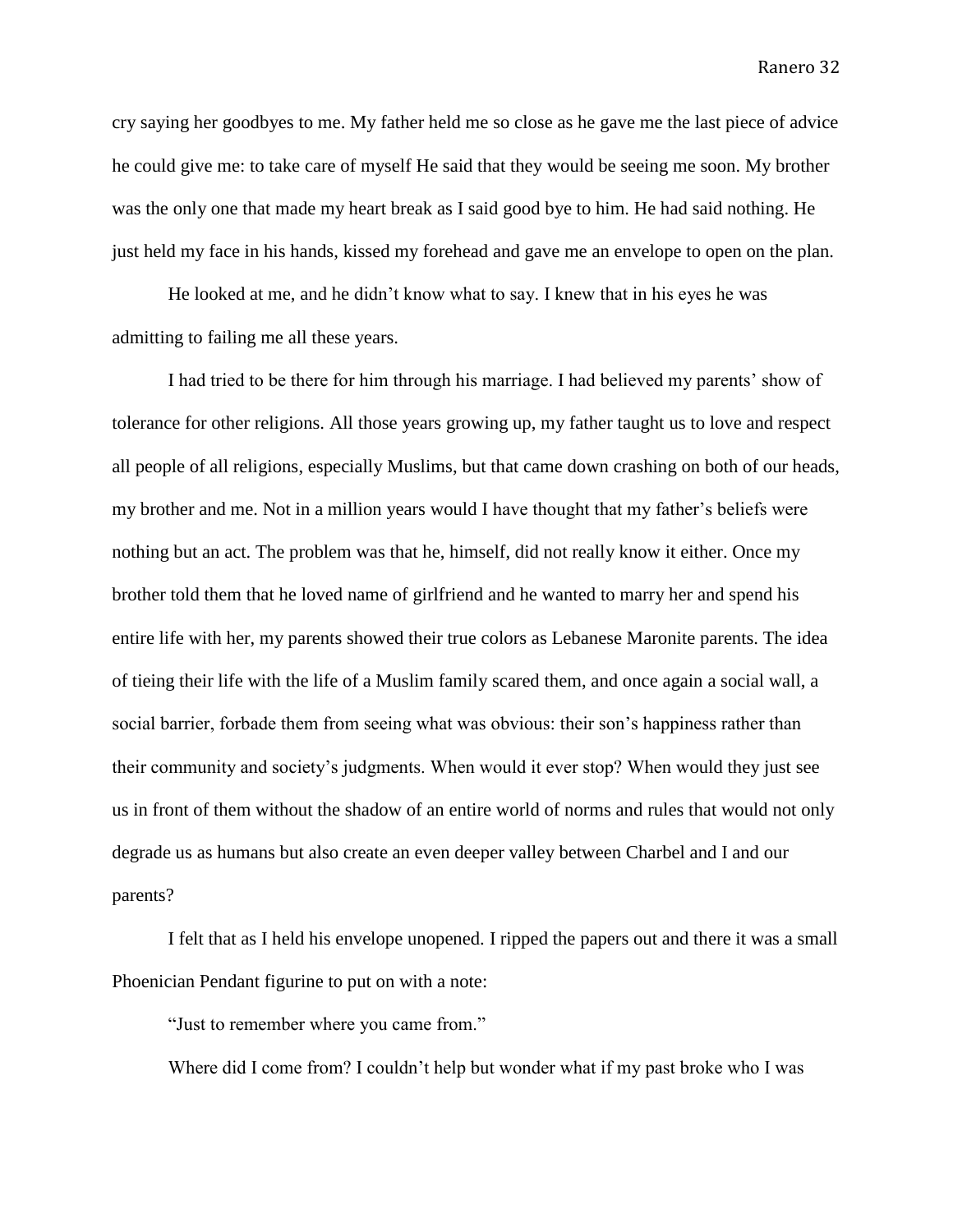cry saying her goodbyes to me. My father held me so close as he gave me the last piece of advice he could give me: to take care of myself He said that they would be seeing me soon. My brother was the only one that made my heart break as I said good bye to him. He had said nothing. He just held my face in his hands, kissed my forehead and gave me an envelope to open on the plan.

He looked at me, and he didn't know what to say. I knew that in his eyes he was admitting to failing me all these years.

I had tried to be there for him through his marriage. I had believed my parents' show of tolerance for other religions. All those years growing up, my father taught us to love and respect all people of all religions, especially Muslims, but that came down crashing on both of our heads, my brother and me. Not in a million years would I have thought that my father's beliefs were nothing but an act. The problem was that he, himself, did not really know it either. Once my brother told them that he loved name of girlfriend and he wanted to marry her and spend his entire life with her, my parents showed their true colors as Lebanese Maronite parents. The idea of tieing their life with the life of a Muslim family scared them, and once again a social wall, a social barrier, forbade them from seeing what was obvious: their son's happiness rather than their community and society's judgments. When would it ever stop? When would they just see us in front of them without the shadow of an entire world of norms and rules that would not only degrade us as humans but also create an even deeper valley between Charbel and I and our parents?

I felt that as I held his envelope unopened. I ripped the papers out and there it was a small Phoenician Pendant figurine to put on with a note:

"Just to remember where you came from."

Where did I come from? I couldn't help but wonder what if my past broke who I was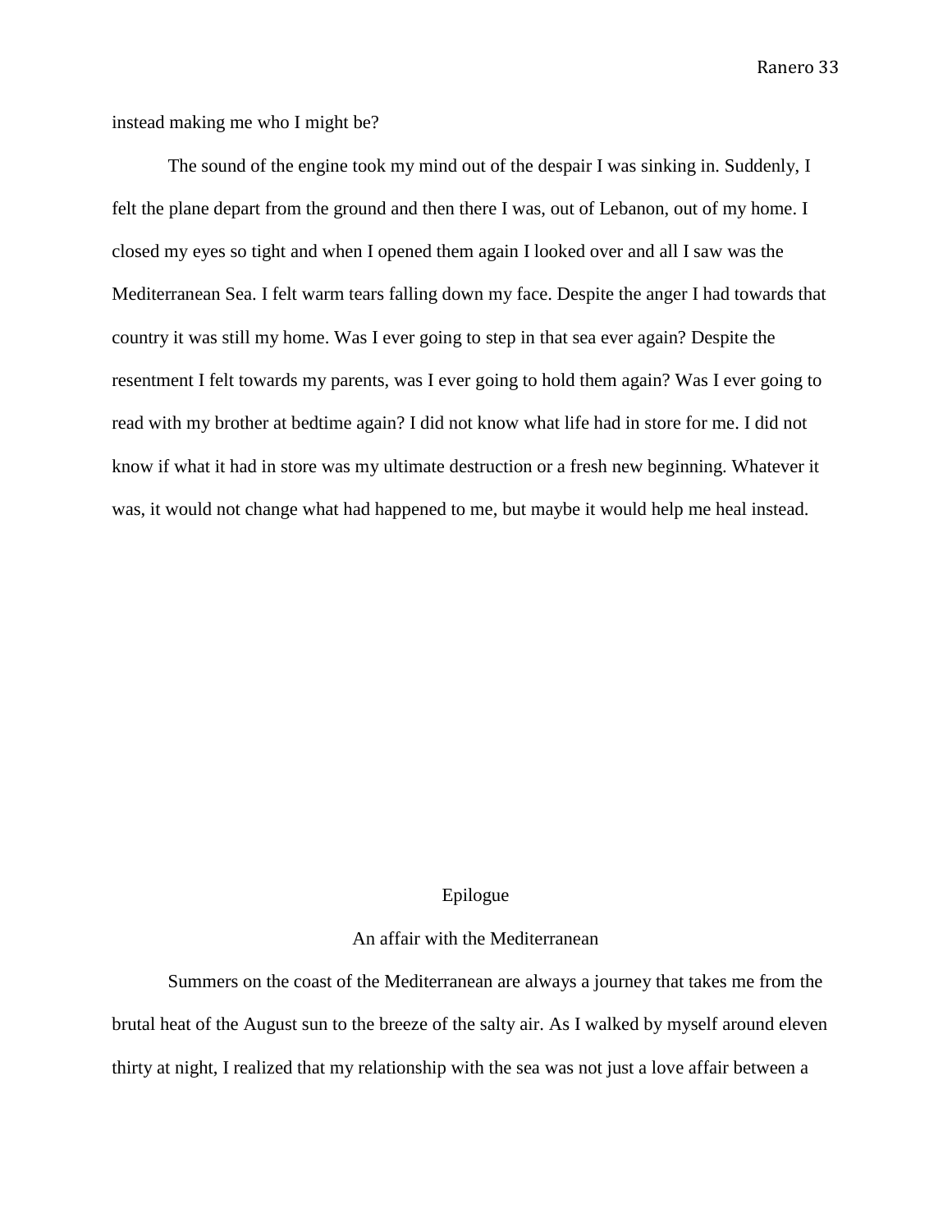instead making me who I might be?

The sound of the engine took my mind out of the despair I was sinking in. Suddenly, I felt the plane depart from the ground and then there I was, out of Lebanon, out of my home. I closed my eyes so tight and when I opened them again I looked over and all I saw was the Mediterranean Sea. I felt warm tears falling down my face. Despite the anger I had towards that country it was still my home. Was I ever going to step in that sea ever again? Despite the resentment I felt towards my parents, was I ever going to hold them again? Was I ever going to read with my brother at bedtime again? I did not know what life had in store for me. I did not know if what it had in store was my ultimate destruction or a fresh new beginning. Whatever it was, it would not change what had happened to me, but maybe it would help me heal instead.

## Epilogue

### An affair with the Mediterranean

Summers on the coast of the Mediterranean are always a journey that takes me from the brutal heat of the August sun to the breeze of the salty air. As I walked by myself around eleven thirty at night, I realized that my relationship with the sea was not just a love affair between a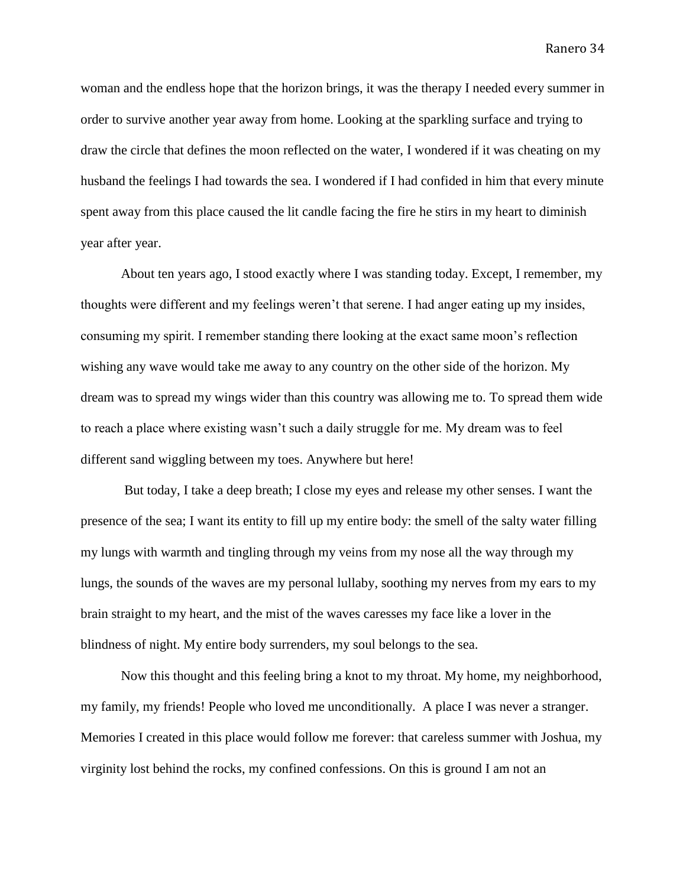woman and the endless hope that the horizon brings, it was the therapy I needed every summer in order to survive another year away from home. Looking at the sparkling surface and trying to draw the circle that defines the moon reflected on the water, I wondered if it was cheating on my husband the feelings I had towards the sea. I wondered if I had confided in him that every minute spent away from this place caused the lit candle facing the fire he stirs in my heart to diminish year after year.

About ten years ago, I stood exactly where I was standing today. Except, I remember, my thoughts were different and my feelings weren't that serene. I had anger eating up my insides, consuming my spirit. I remember standing there looking at the exact same moon's reflection wishing any wave would take me away to any country on the other side of the horizon. My dream was to spread my wings wider than this country was allowing me to. To spread them wide to reach a place where existing wasn't such a daily struggle for me. My dream was to feel different sand wiggling between my toes. Anywhere but here!

But today, I take a deep breath; I close my eyes and release my other senses. I want the presence of the sea; I want its entity to fill up my entire body: the smell of the salty water filling my lungs with warmth and tingling through my veins from my nose all the way through my lungs, the sounds of the waves are my personal lullaby, soothing my nerves from my ears to my brain straight to my heart, and the mist of the waves caresses my face like a lover in the blindness of night. My entire body surrenders, my soul belongs to the sea.

Now this thought and this feeling bring a knot to my throat. My home, my neighborhood, my family, my friends! People who loved me unconditionally. A place I was never a stranger. Memories I created in this place would follow me forever: that careless summer with Joshua, my virginity lost behind the rocks, my confined confessions. On this is ground I am not an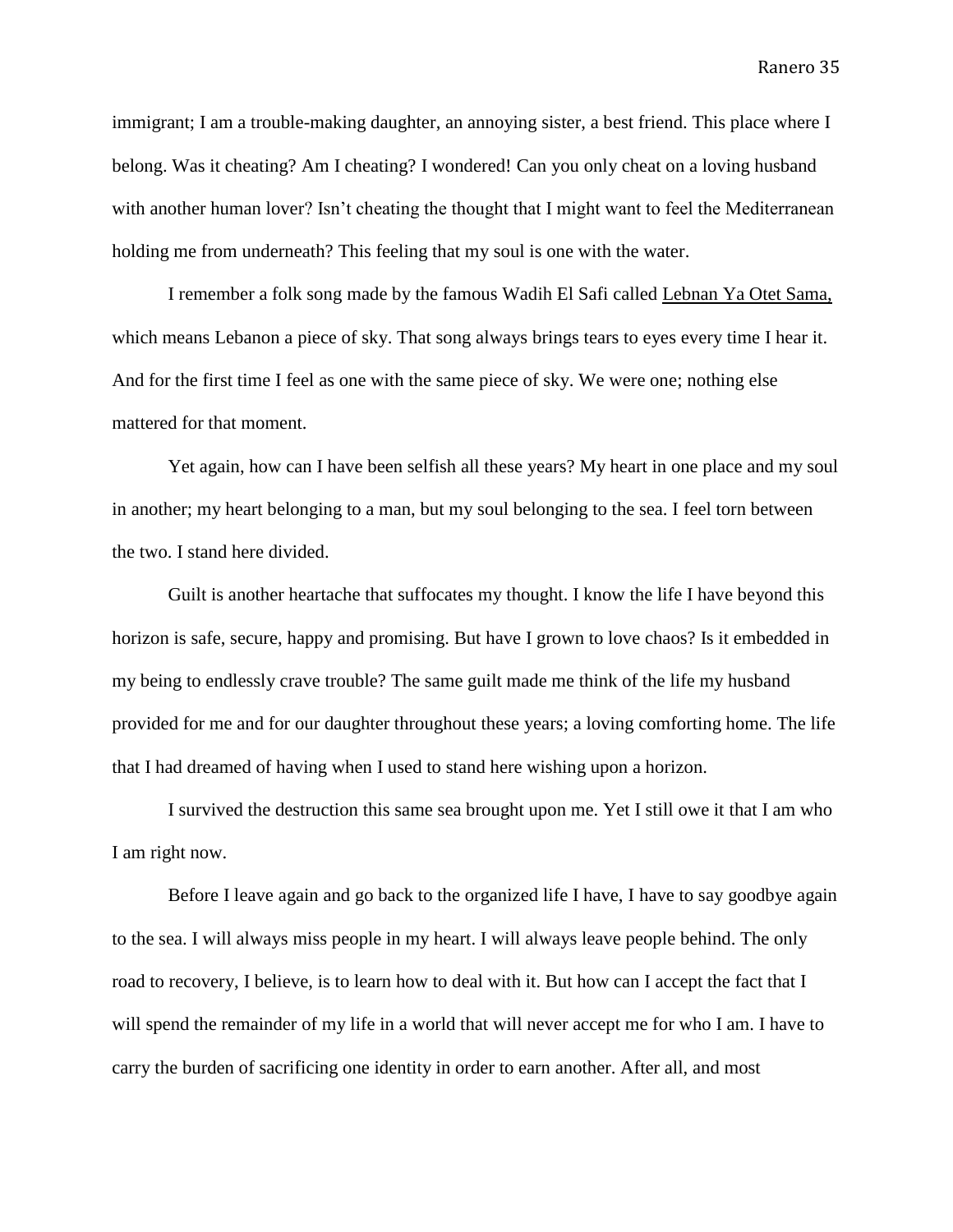immigrant; I am a trouble-making daughter, an annoying sister, a best friend. This place where I belong. Was it cheating? Am I cheating? I wondered! Can you only cheat on a loving husband with another human lover? Isn't cheating the thought that I might want to feel the Mediterranean holding me from underneath? This feeling that my soul is one with the water.

I remember a folk song made by the famous Wadih El Safi called <u>Lebnan Ya Otet Sama,</u> which means Lebanon a piece of sky. That song always brings tears to eyes every time I hear it. And for the first time I feel as one with the same piece of sky. We were one; nothing else mattered for that moment.

Yet again, how can I have been selfish all these years? My heart in one place and my soul in another; my heart belonging to a man, but my soul belonging to the sea. I feel torn between the two. I stand here divided.

Guilt is another heartache that suffocates my thought. I know the life I have beyond this horizon is safe, secure, happy and promising. But have I grown to love chaos? Is it embedded in my being to endlessly crave trouble? The same guilt made me think of the life my husband provided for me and for our daughter throughout these years; a loving comforting home. The life that I had dreamed of having when I used to stand here wishing upon a horizon.

I survived the destruction this same sea brought upon me. Yet I still owe it that I am who I am right now.

Before I leave again and go back to the organized life I have, I have to say goodbye again to the sea. I will always miss people in my heart. I will always leave people behind. The only road to recovery, I believe, is to learn how to deal with it. But how can I accept the fact that I will spend the remainder of my life in a world that will never accept me for who I am. I have to carry the burden of sacrificing one identity in order to earn another. After all, and most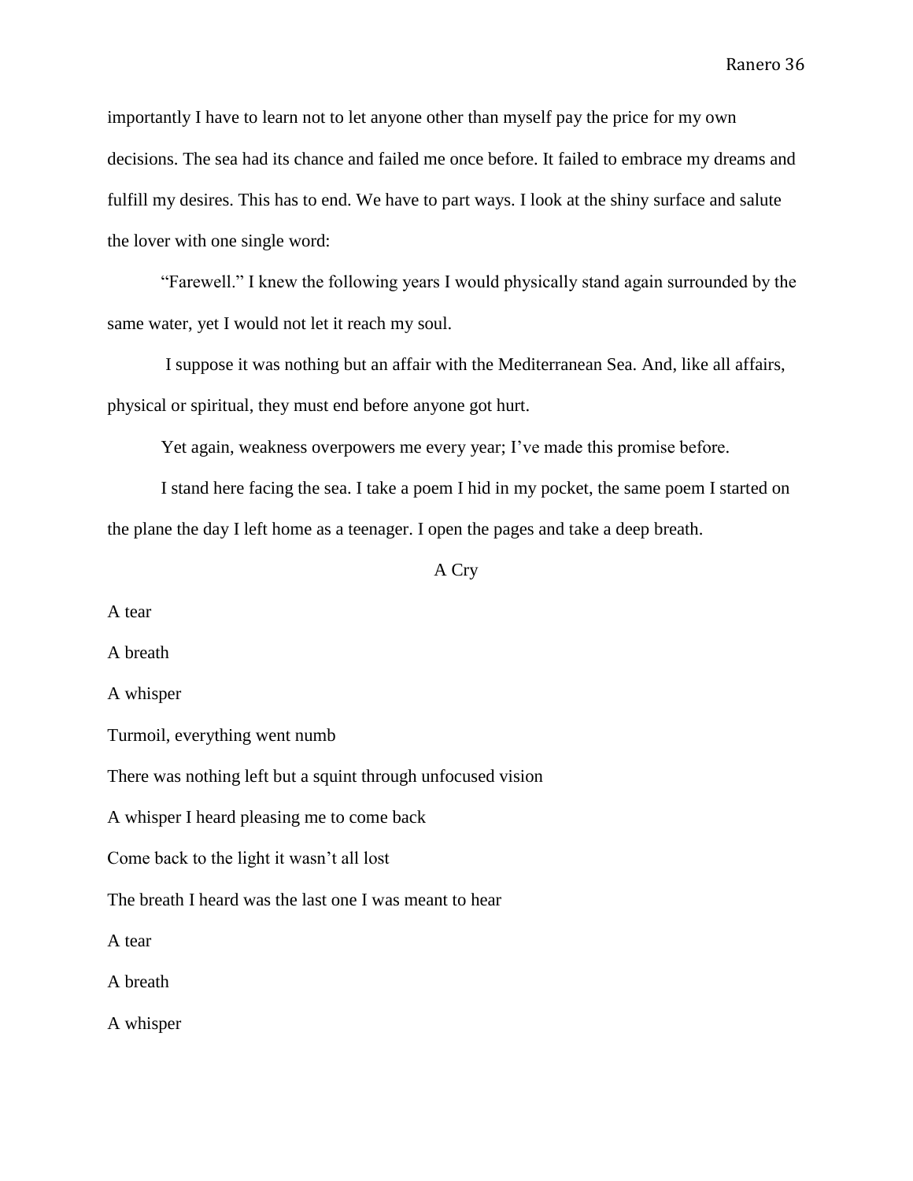importantly I have to learn not to let anyone other than myself pay the price for my own decisions. The sea had its chance and failed me once before. It failed to embrace my dreams and fulfill my desires. This has to end. We have to part ways. I look at the shiny surface and salute the lover with one single word:

"Farewell." I knew the following years I would physically stand again surrounded by the same water, yet I would not let it reach my soul.

I suppose it was nothing but an affair with the Mediterranean Sea. And, like all affairs, physical or spiritual, they must end before anyone got hurt.

Yet again, weakness overpowers me every year; I've made this promise before.

I stand here facing the sea. I take a poem I hid in my pocket, the same poem I started on the plane the day I left home as a teenager. I open the pages and take a deep breath.

A Cry

A tear

A breath

A whisper

Turmoil, everything went numb

There was nothing left but a squint through unfocused vision

A whisper I heard pleasing me to come back

Come back to the light it wasn't all lost

The breath I heard was the last one I was meant to hear

A tear

A breath

A whisper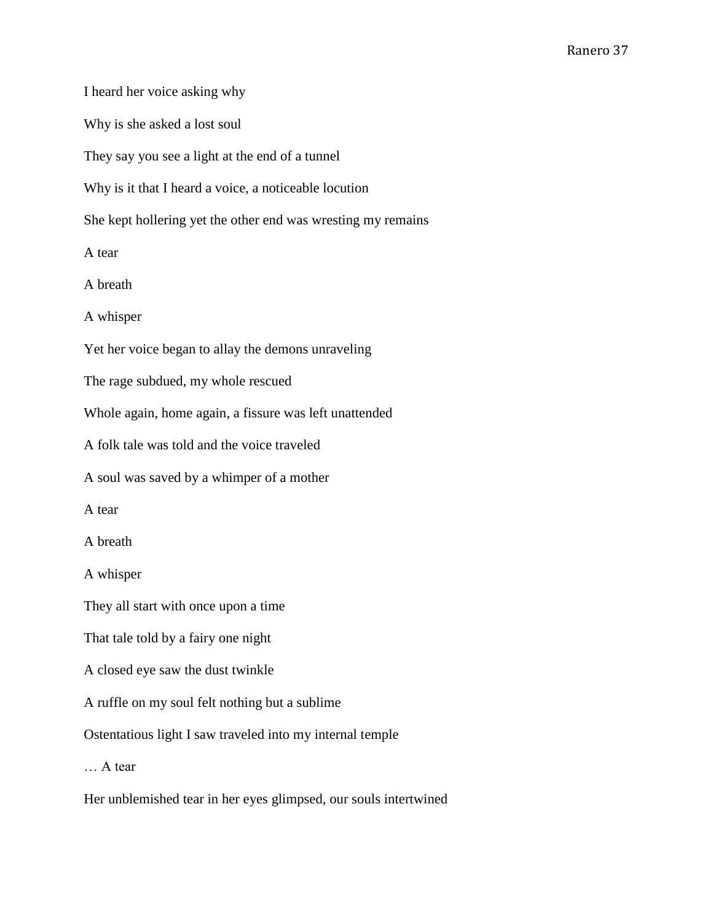I heard her voice asking why

Why is she asked a lost soul

They say you see a light at the end of a tunnel

Why is it that I heard a voice, a noticeable locution

She kept hollering yet the other end was wresting my remains

A tear

A breath

A whisper

Yet her voice began to allay the demons unraveling

The rage subdued, my whole rescued

Whole again, home again, a fissure was left unattended

A folk tale was told and the voice traveled

A soul was saved by a whimper of a mother

A tear

A breath

A whisper

They all start with once upon a time

That tale told by a fairy one night

A closed eye saw the dust twinkle

A ruffle on my soul felt nothing but a sublime

Ostentatious light I saw traveled into my internal temple

… A tear

Her unblemished tear in her eyes glimpsed, our souls intertwined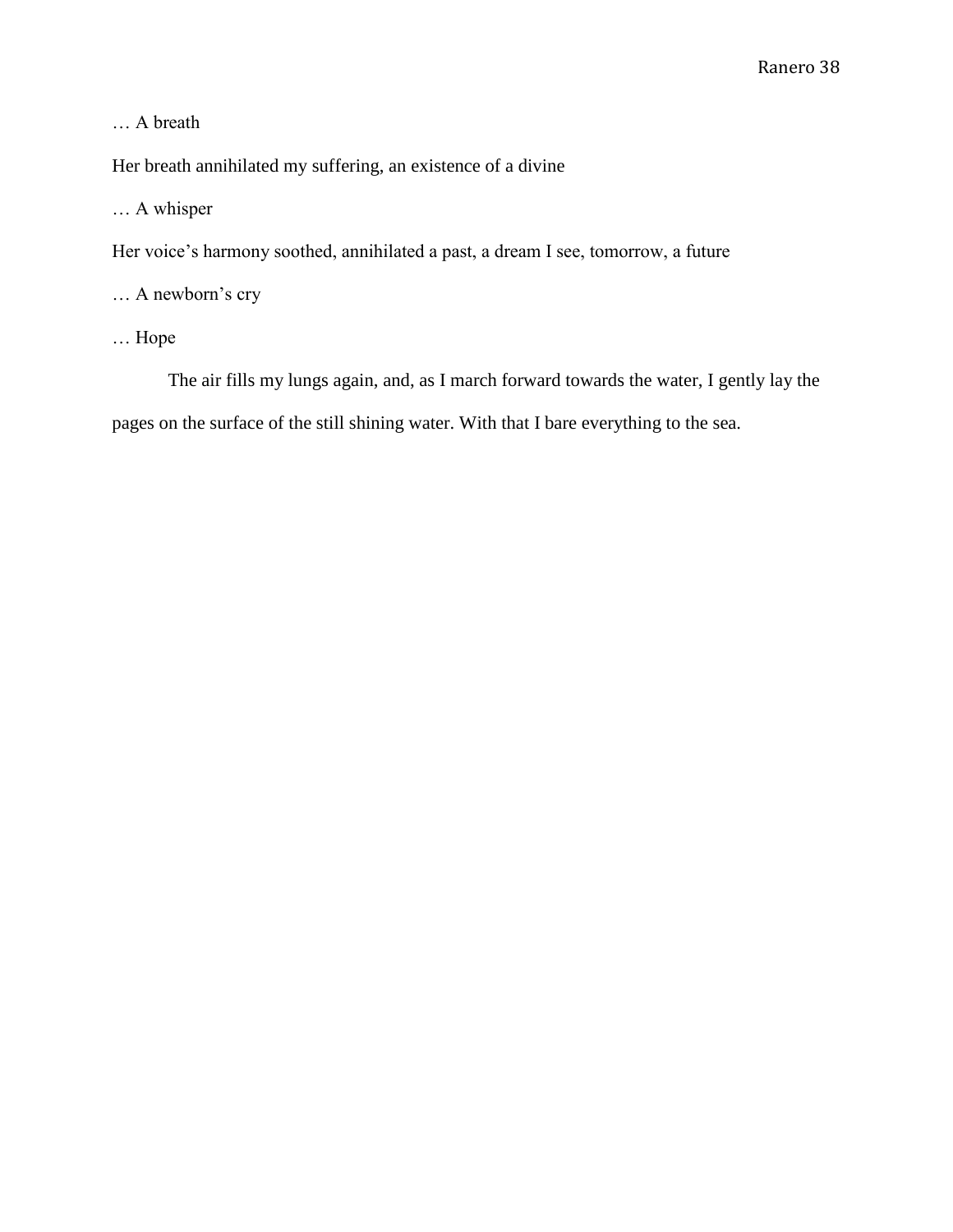… A breath

Her breath annihilated my suffering, an existence of a divine

… A whisper

Her voice's harmony soothed, annihilated a past, a dream I see, tomorrow, a future

… A newborn's cry

… Hope

The air fills my lungs again, and, as I march forward towards the water, I gently lay the pages on the surface of the still shining water. With that I bare everything to the sea.